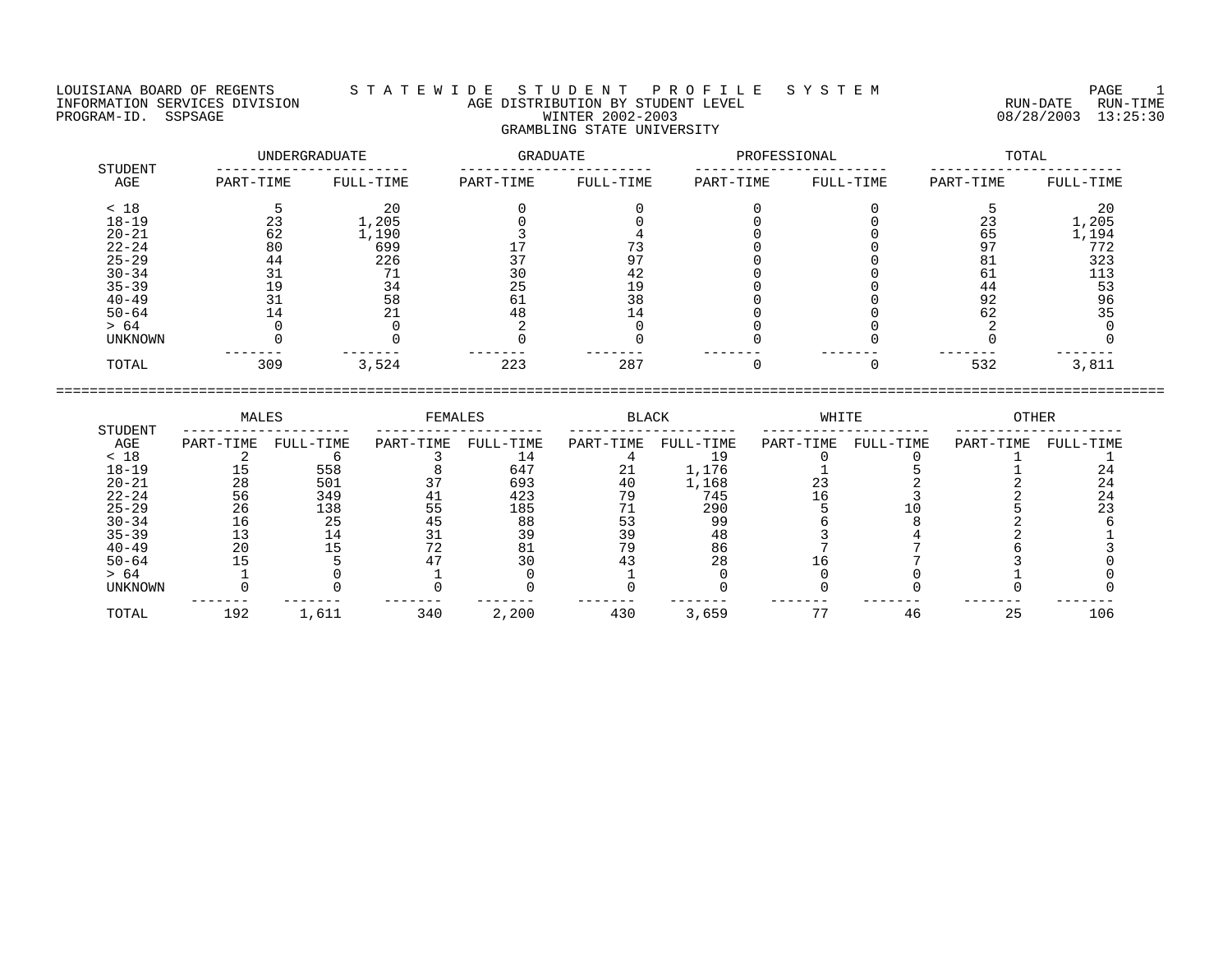LOUISIANA BOARD OF REGENTS — S T A T E W I D E   S T U D E N T   P R O F I L E   S Y S T E M

INFORMATION SERVICES DIVISION — AGE DISTRIBUTION BY STUDENT LEVEL — RUN-DATE 08/28/2003 RUN-TIME 13:25:30

PROGRAM-ID. SSPSAGE — WINTER 2002-2003

GRAMBLING STATE UNIVERSITY

| STUDENT AGE | UNDERGRADUATE PART-TIME | UNDERGRADUATE FULL-TIME | GRADUATE PART-TIME | GRADUATE FULL-TIME | PROFESSIONAL PART-TIME | PROFESSIONAL FULL-TIME | TOTAL PART-TIME | TOTAL FULL-TIME |
|---|---|---|---|---|---|---|---|---|
| < 18 | 5 | 20 | 0 | 0 | 0 | 0 | 5 | 20 |
| 18-19 | 23 | 1,205 | 0 | 0 | 0 | 0 | 23 | 1,205 |
| 20-21 | 62 | 1,190 | 3 | 4 | 0 | 0 | 65 | 1,194 |
| 22-24 | 80 | 699 | 17 | 73 | 0 | 0 | 97 | 772 |
| 25-29 | 44 | 226 | 37 | 97 | 0 | 0 | 81 | 323 |
| 30-34 | 31 | 71 | 30 | 42 | 0 | 0 | 61 | 113 |
| 35-39 | 19 | 34 | 25 | 19 | 0 | 0 | 44 | 53 |
| 40-49 | 31 | 58 | 61 | 38 | 0 | 0 | 92 | 96 |
| 50-64 | 14 | 21 | 48 | 14 | 0 | 0 | 62 | 35 |
| > 64 | 0 | 0 | 2 | 0 | 0 | 0 | 2 | 0 |
| UNKNOWN | 0 | 0 | 0 | 0 | 0 | 0 | 0 | 0 |
| TOTAL | 309 | 3,524 | 223 | 287 | 0 | 0 | 532 | 3,811 |

| STUDENT AGE | MALES PART-TIME | MALES FULL-TIME | FEMALES PART-TIME | FEMALES FULL-TIME | BLACK PART-TIME | BLACK FULL-TIME | WHITE PART-TIME | WHITE FULL-TIME | OTHER PART-TIME | OTHER FULL-TIME |
|---|---|---|---|---|---|---|---|---|---|---|
| < 18 | 2 | 6 | 3 | 14 | 4 | 19 | 0 | 0 | 1 | 1 |
| 18-19 | 15 | 558 | 8 | 647 | 21 | 1,176 | 1 | 5 | 1 | 24 |
| 20-21 | 28 | 501 | 37 | 693 | 40 | 1,168 | 23 | 2 | 2 | 24 |
| 22-24 | 56 | 349 | 41 | 423 | 79 | 745 | 16 | 3 | 2 | 24 |
| 25-29 | 26 | 138 | 55 | 185 | 71 | 290 | 5 | 10 | 5 | 23 |
| 30-34 | 16 | 25 | 45 | 88 | 53 | 99 | 6 | 8 | 2 | 6 |
| 35-39 | 13 | 14 | 31 | 39 | 39 | 48 | 3 | 4 | 2 | 1 |
| 40-49 | 20 | 15 | 72 | 81 | 79 | 86 | 7 | 7 | 6 | 3 |
| 50-64 | 15 | 5 | 47 | 30 | 43 | 28 | 16 | 7 | 3 | 0 |
| > 64 | 1 | 0 | 1 | 0 | 1 | 0 | 0 | 0 | 1 | 0 |
| UNKNOWN | 0 | 0 | 0 | 0 | 0 | 0 | 0 | 0 | 0 | 0 |
| TOTAL | 192 | 1,611 | 340 | 2,200 | 430 | 3,659 | 77 | 46 | 25 | 106 |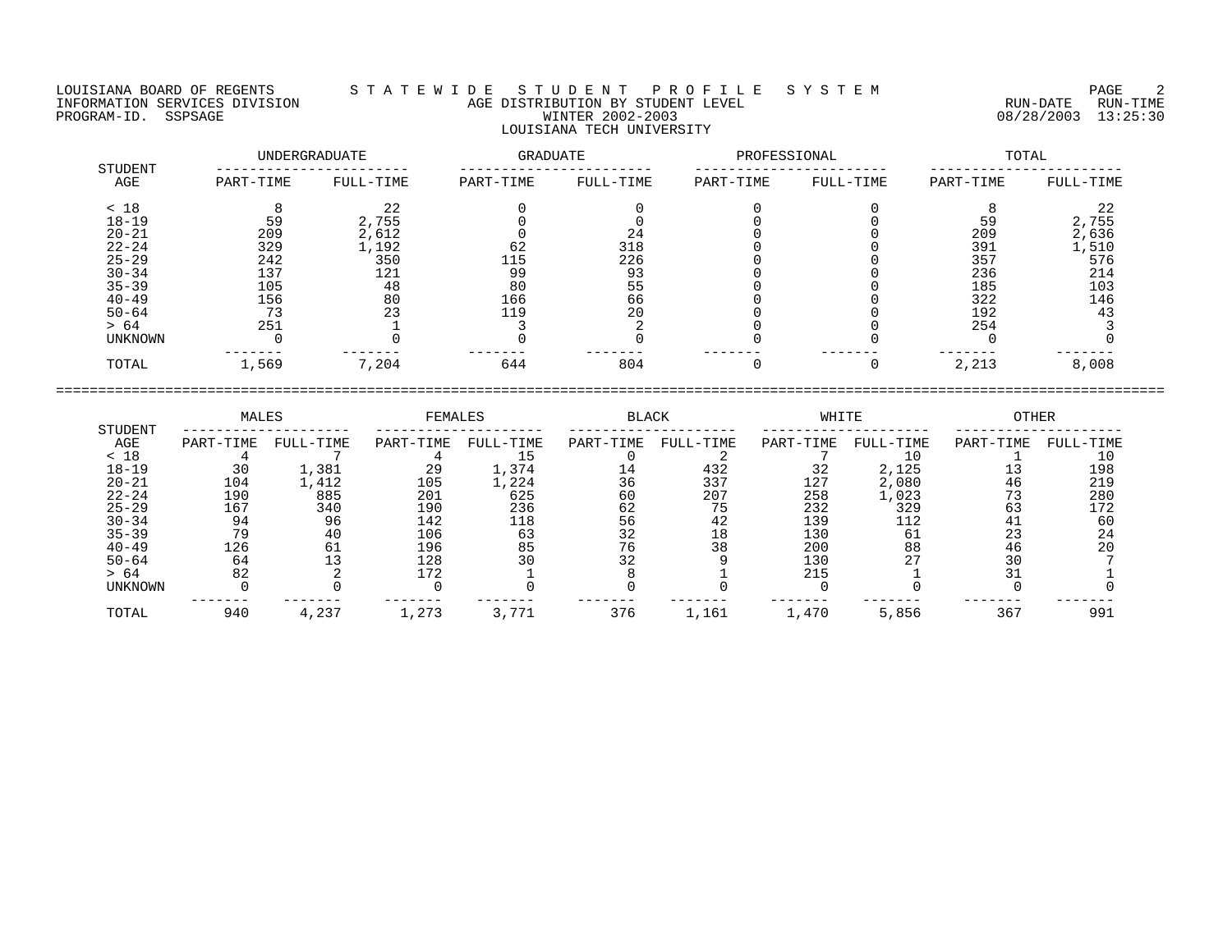LOUISIANA BOARD OF REGENTS — STATEWIDE STUDENT PROFILE SYSTEM

INFORMATION SERVICES DIVISION — AGE DISTRIBUTION BY STUDENT LEVEL — RUN-DATE 08/28/2003 RUN-TIME 13:25:30

PROGRAM-ID. SSPSAGE — WINTER 2002-2003

LOUISIANA TECH UNIVERSITY

| STUDENT AGE | UNDERGRADUATE | | GRADUATE | | PROFESSIONAL | | TOTAL | |
|---|---|---|---|---|---|---|---|---|
| | PART-TIME | FULL-TIME | PART-TIME | FULL-TIME | PART-TIME | FULL-TIME | PART-TIME | FULL-TIME |
| < 18 | 8 | 22 | 0 | 0 | 0 | 0 | 8 | 22 |
| 18-19 | 59 | 2,755 | 0 | 0 | 0 | 0 | 59 | 2,755 |
| 20-21 | 209 | 2,612 | 0 | 24 | 0 | 0 | 209 | 2,636 |
| 22-24 | 329 | 1,192 | 62 | 318 | 0 | 0 | 391 | 1,510 |
| 25-29 | 242 | 350 | 115 | 226 | 0 | 0 | 357 | 576 |
| 30-34 | 137 | 121 | 99 | 93 | 0 | 0 | 236 | 214 |
| 35-39 | 105 | 48 | 80 | 55 | 0 | 0 | 185 | 103 |
| 40-49 | 156 | 80 | 166 | 66 | 0 | 0 | 322 | 146 |
| 50-64 | 73 | 23 | 119 | 20 | 0 | 0 | 192 | 43 |
| > 64 | 251 | 1 | 3 | 2 | 0 | 0 | 254 | 3 |
| UNKNOWN | 0 | 0 | 0 | 0 | 0 | 0 | 0 | 0 |
| TOTAL | 1,569 | 7,204 | 644 | 804 | 0 | 0 | 2,213 | 8,008 |

| STUDENT AGE | MALES | | FEMALES | | BLACK | | WHITE | | OTHER | |
|---|---|---|---|---|---|---|---|---|---|---|
| | PART-TIME | FULL-TIME | PART-TIME | FULL-TIME | PART-TIME | FULL-TIME | PART-TIME | FULL-TIME | PART-TIME | FULL-TIME |
| < 18 | 4 | 7 | 4 | 15 | 0 | 2 | 7 | 10 | 1 | 10 |
| 18-19 | 30 | 1,381 | 29 | 1,374 | 14 | 432 | 32 | 2,125 | 13 | 198 |
| 20-21 | 104 | 1,412 | 105 | 1,224 | 36 | 337 | 127 | 2,080 | 46 | 219 |
| 22-24 | 190 | 885 | 201 | 625 | 60 | 207 | 258 | 1,023 | 73 | 280 |
| 25-29 | 167 | 340 | 190 | 236 | 62 | 75 | 232 | 329 | 63 | 172 |
| 30-34 | 94 | 96 | 142 | 118 | 56 | 42 | 139 | 112 | 41 | 60 |
| 35-39 | 79 | 40 | 106 | 63 | 32 | 18 | 130 | 61 | 23 | 24 |
| 40-49 | 126 | 61 | 196 | 85 | 76 | 38 | 200 | 88 | 46 | 20 |
| 50-64 | 64 | 13 | 128 | 30 | 32 | 9 | 130 | 27 | 30 | 7 |
| > 64 | 82 | 2 | 172 | 1 | 8 | 1 | 215 | 1 | 31 | 1 |
| UNKNOWN | 0 | 0 | 0 | 0 | 0 | 0 | 0 | 0 | 0 | 0 |
| TOTAL | 940 | 4,237 | 1,273 | 3,771 | 376 | 1,161 | 1,470 | 5,856 | 367 | 991 |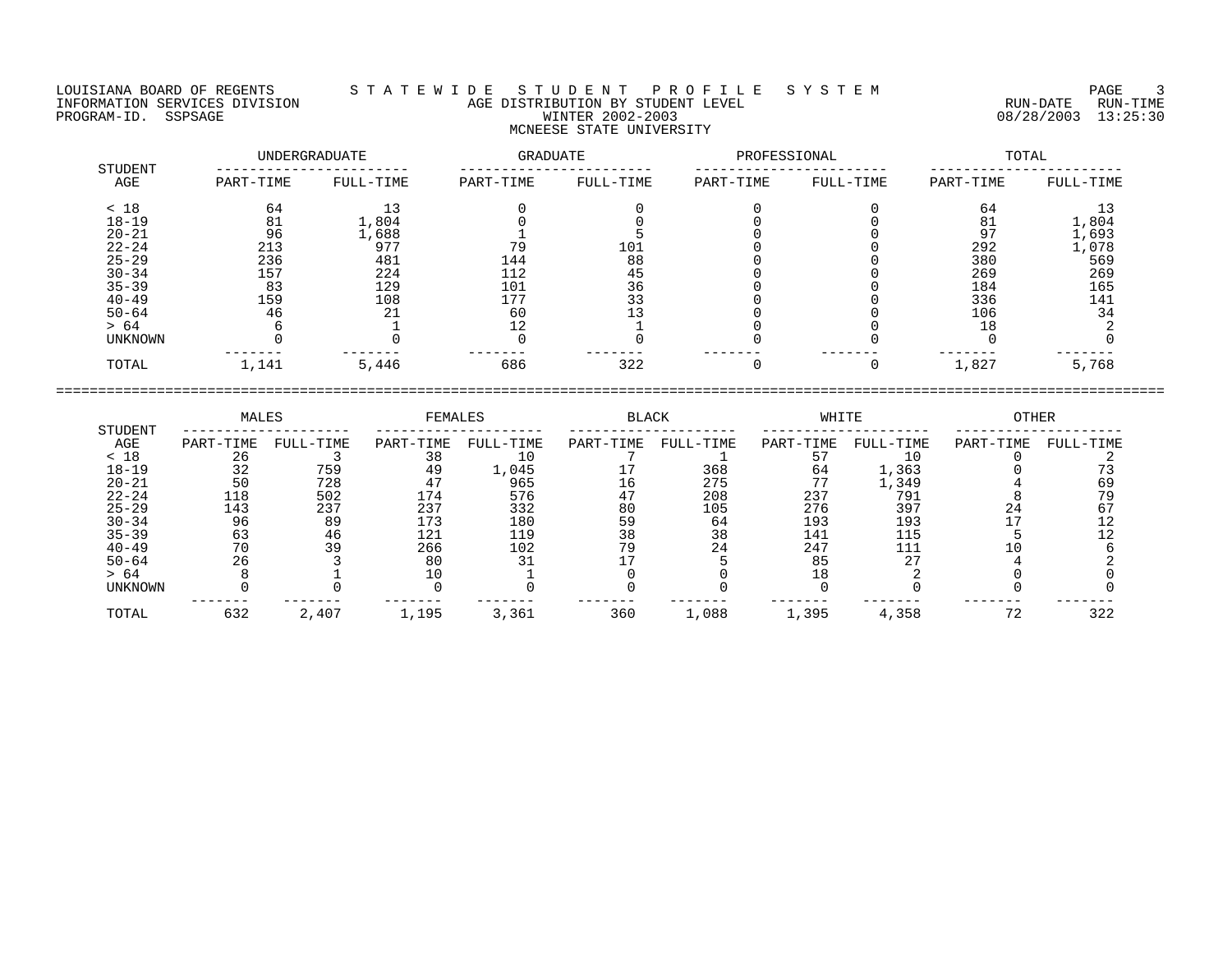LOUISIANA BOARD OF REGENTS — S T A T E W I D E  S T U D E N T  P R O F I L E  S Y S T E M
INFORMATION SERVICES DIVISION — AGE DISTRIBUTION BY STUDENT LEVEL — RUN-DATE 08/28/2003 RUN-TIME 13:25:30
PROGRAM-ID. SSPSAGE — WINTER 2002-2003

## MCNEESE STATE UNIVERSITY

| STUDENT AGE | UNDERGRADUATE | | GRADUATE | | PROFESSIONAL | | TOTAL | |
|---|---|---|---|---|---|---|---|---|
| | PART-TIME | FULL-TIME | PART-TIME | FULL-TIME | PART-TIME | FULL-TIME | PART-TIME | FULL-TIME |
| < 18 | 64 | 13 | 0 | 0 | 0 | 0 | 64 | 13 |
| 18-19 | 81 | 1,804 | 0 | 0 | 0 | 0 | 81 | 1,804 |
| 20-21 | 96 | 1,688 | 1 | 5 | 0 | 0 | 97 | 1,693 |
| 22-24 | 213 | 977 | 79 | 101 | 0 | 0 | 292 | 1,078 |
| 25-29 | 236 | 481 | 144 | 88 | 0 | 0 | 380 | 569 |
| 30-34 | 157 | 224 | 112 | 45 | 0 | 0 | 269 | 269 |
| 35-39 | 83 | 129 | 101 | 36 | 0 | 0 | 184 | 165 |
| 40-49 | 159 | 108 | 177 | 33 | 0 | 0 | 336 | 141 |
| 50-64 | 46 | 21 | 60 | 13 | 0 | 0 | 106 | 34 |
| > 64 | 6 | 1 | 12 | 1 | 0 | 0 | 18 | 2 |
| UNKNOWN | 0 | 0 | 0 | 0 | 0 | 0 | 0 | 0 |
| TOTAL | 1,141 | 5,446 | 686 | 322 | 0 | 0 | 1,827 | 5,768 |

| STUDENT AGE | MALES | | FEMALES | | BLACK | | WHITE | | OTHER | |
|---|---|---|---|---|---|---|---|---|---|---|
| | PART-TIME | FULL-TIME | PART-TIME | FULL-TIME | PART-TIME | FULL-TIME | PART-TIME | FULL-TIME | PART-TIME | FULL-TIME |
| < 18 | 26 | 3 | 38 | 10 | 7 | 1 | 57 | 10 | 0 | 2 |
| 18-19 | 32 | 759 | 49 | 1,045 | 17 | 368 | 64 | 1,363 | 0 | 73 |
| 20-21 | 50 | 728 | 47 | 965 | 16 | 275 | 77 | 1,349 | 4 | 69 |
| 22-24 | 118 | 502 | 174 | 576 | 47 | 208 | 237 | 791 | 8 | 79 |
| 25-29 | 143 | 237 | 237 | 332 | 80 | 105 | 276 | 397 | 24 | 67 |
| 30-34 | 96 | 89 | 173 | 180 | 59 | 64 | 193 | 193 | 17 | 12 |
| 35-39 | 63 | 46 | 121 | 119 | 38 | 38 | 141 | 115 | 5 | 12 |
| 40-49 | 70 | 39 | 266 | 102 | 79 | 24 | 247 | 111 | 10 | 6 |
| 50-64 | 26 | 3 | 80 | 31 | 17 | 5 | 85 | 27 | 4 | 2 |
| > 64 | 8 | 1 | 10 | 1 | 0 | 0 | 18 | 2 | 0 | 0 |
| UNKNOWN | 0 | 0 | 0 | 0 | 0 | 0 | 0 | 0 | 0 | 0 |
| TOTAL | 632 | 2,407 | 1,195 | 3,361 | 360 | 1,088 | 1,395 | 4,358 | 72 | 322 |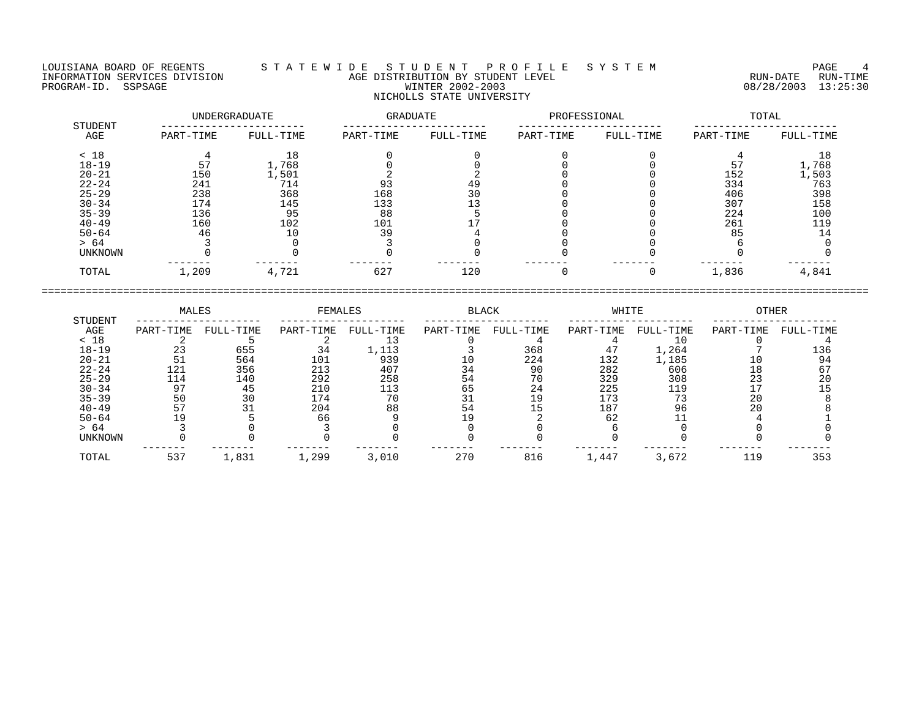LOUISIANA BOARD OF REGENTS — STATEWIDE STUDENT PROFILE SYSTEM
INFORMATION SERVICES DIVISION — AGE DISTRIBUTION BY STUDENT LEVEL
PROGRAM-ID. SSPSAGE — WINTER 2002-2003
NICHOLLS STATE UNIVERSITY

RUN-DATE 08/28/2003 RUN-TIME 13:25:30

| STUDENT AGE | UNDERGRADUATE | | GRADUATE | | PROFESSIONAL | | TOTAL | |
|---|---|---|---|---|---|---|---|---|
| | PART-TIME | FULL-TIME | PART-TIME | FULL-TIME | PART-TIME | FULL-TIME | PART-TIME | FULL-TIME |
| < 18 | 4 | 18 | 0 | 0 | 0 | 0 | 4 | 18 |
| 18-19 | 57 | 1,768 | 0 | 0 | 0 | 0 | 57 | 1,768 |
| 20-21 | 150 | 1,501 | 2 | 2 | 0 | 0 | 152 | 1,503 |
| 22-24 | 241 | 714 | 93 | 49 | 0 | 0 | 334 | 763 |
| 25-29 | 238 | 368 | 168 | 30 | 0 | 0 | 406 | 398 |
| 30-34 | 174 | 145 | 133 | 13 | 0 | 0 | 307 | 158 |
| 35-39 | 136 | 95 | 88 | 5 | 0 | 0 | 224 | 100 |
| 40-49 | 160 | 102 | 101 | 17 | 0 | 0 | 261 | 119 |
| 50-64 | 46 | 10 | 39 | 4 | 0 | 0 | 85 | 14 |
| > 64 | 3 | 0 | 3 | 0 | 0 | 0 | 6 | 0 |
| UNKNOWN | 0 | 0 | 0 | 0 | 0 | 0 | 0 | 0 |
| TOTAL | 1,209 | 4,721 | 627 | 120 | 0 | 0 | 1,836 | 4,841 |

| STUDENT AGE | MALES | | FEMALES | | BLACK | | WHITE | | OTHER | |
|---|---|---|---|---|---|---|---|---|---|---|
| | PART-TIME | FULL-TIME | PART-TIME | FULL-TIME | PART-TIME | FULL-TIME | PART-TIME | FULL-TIME | PART-TIME | FULL-TIME |
| < 18 | 2 | 5 | 2 | 13 | 0 | 4 | 4 | 10 | 0 | 4 |
| 18-19 | 23 | 655 | 34 | 1,113 | 3 | 368 | 47 | 1,264 | 7 | 136 |
| 20-21 | 51 | 564 | 101 | 939 | 10 | 224 | 132 | 1,185 | 10 | 94 |
| 22-24 | 121 | 356 | 213 | 407 | 34 | 90 | 282 | 606 | 18 | 67 |
| 25-29 | 114 | 140 | 292 | 258 | 54 | 70 | 329 | 308 | 23 | 20 |
| 30-34 | 97 | 45 | 210 | 113 | 65 | 24 | 225 | 119 | 17 | 15 |
| 35-39 | 50 | 30 | 174 | 70 | 31 | 19 | 173 | 73 | 20 | 8 |
| 40-49 | 57 | 31 | 204 | 88 | 54 | 15 | 187 | 96 | 20 | 8 |
| 50-64 | 19 | 5 | 66 | 9 | 19 | 2 | 62 | 11 | 4 | 1 |
| > 64 | 3 | 0 | 3 | 0 | 0 | 0 | 6 | 0 | 0 | 0 |
| UNKNOWN | 0 | 0 | 0 | 0 | 0 | 0 | 0 | 0 | 0 | 0 |
| TOTAL | 537 | 1,831 | 1,299 | 3,010 | 270 | 816 | 1,447 | 3,672 | 119 | 353 |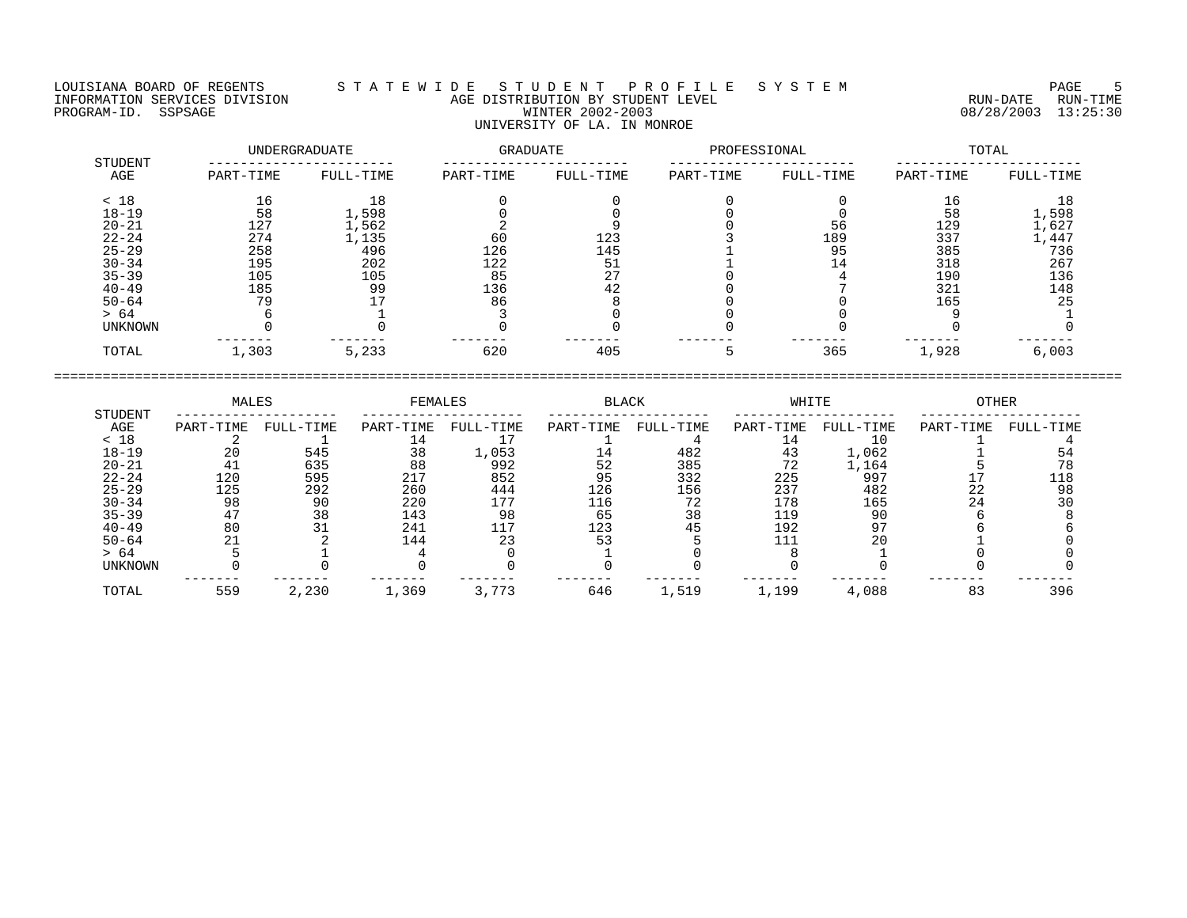LOUISIANA BOARD OF REGENTS — S T A T E W I D E   S T U D E N T   P R O F I L E   S Y S T E M

INFORMATION SERVICES DIVISION — AGE DISTRIBUTION BY STUDENT LEVEL — RUN-DATE 08/28/2003 RUN-TIME 13:25:30

PROGRAM-ID. SSPSAGE

WINTER 2002-2003

UNIVERSITY OF LA. IN MONROE

| STUDENT AGE | UNDERGRADUATE | | GRADUATE | | PROFESSIONAL | | TOTAL | |
|---|---|---|---|---|---|---|---|---|
| | PART-TIME | FULL-TIME | PART-TIME | FULL-TIME | PART-TIME | FULL-TIME | PART-TIME | FULL-TIME |
| < 18 | 16 | 18 | 0 | 0 | 0 | 0 | 16 | 18 |
| 18-19 | 58 | 1,598 | 0 | 0 | 0 | 0 | 58 | 1,598 |
| 20-21 | 127 | 1,562 | 2 | 9 | 0 | 56 | 129 | 1,627 |
| 22-24 | 274 | 1,135 | 60 | 123 | 3 | 189 | 337 | 1,447 |
| 25-29 | 258 | 496 | 126 | 145 | 1 | 95 | 385 | 736 |
| 30-34 | 195 | 202 | 122 | 51 | 1 | 14 | 318 | 267 |
| 35-39 | 105 | 105 | 85 | 27 | 0 | 4 | 190 | 136 |
| 40-49 | 185 | 99 | 136 | 42 | 0 | 7 | 321 | 148 |
| 50-64 | 79 | 17 | 86 | 8 | 0 | 0 | 165 | 25 |
| > 64 | 6 | 1 | 3 | 0 | 0 | 0 | 9 | 1 |
| UNKNOWN | 0 | 0 | 0 | 0 | 0 | 0 | 0 | 0 |
| TOTAL | 1,303 | 5,233 | 620 | 405 | 5 | 365 | 1,928 | 6,003 |

| STUDENT AGE | MALES | | FEMALES | | BLACK | | WHITE | | OTHER | |
|---|---|---|---|---|---|---|---|---|---|---|
| | PART-TIME | FULL-TIME | PART-TIME | FULL-TIME | PART-TIME | FULL-TIME | PART-TIME | FULL-TIME | PART-TIME | FULL-TIME |
| < 18 | 2 | 1 | 14 | 17 | 1 | 4 | 14 | 10 | 1 | 4 |
| 18-19 | 20 | 545 | 38 | 1,053 | 14 | 482 | 43 | 1,062 | 1 | 54 |
| 20-21 | 41 | 635 | 88 | 992 | 52 | 385 | 72 | 1,164 | 5 | 78 |
| 22-24 | 120 | 595 | 217 | 852 | 95 | 332 | 225 | 997 | 17 | 118 |
| 25-29 | 125 | 292 | 260 | 444 | 126 | 156 | 237 | 482 | 22 | 98 |
| 30-34 | 98 | 90 | 220 | 177 | 116 | 72 | 178 | 165 | 24 | 30 |
| 35-39 | 47 | 38 | 143 | 98 | 65 | 38 | 119 | 90 | 6 | 8 |
| 40-49 | 80 | 31 | 241 | 117 | 123 | 45 | 192 | 97 | 6 | 6 |
| 50-64 | 21 | 2 | 144 | 23 | 53 | 5 | 111 | 20 | 1 | 0 |
| > 64 | 5 | 1 | 4 | 0 | 1 | 0 | 8 | 1 | 0 | 0 |
| UNKNOWN | 0 | 0 | 0 | 0 | 0 | 0 | 0 | 0 | 0 | 0 |
| TOTAL | 559 | 2,230 | 1,369 | 3,773 | 646 | 1,519 | 1,199 | 4,088 | 83 | 396 |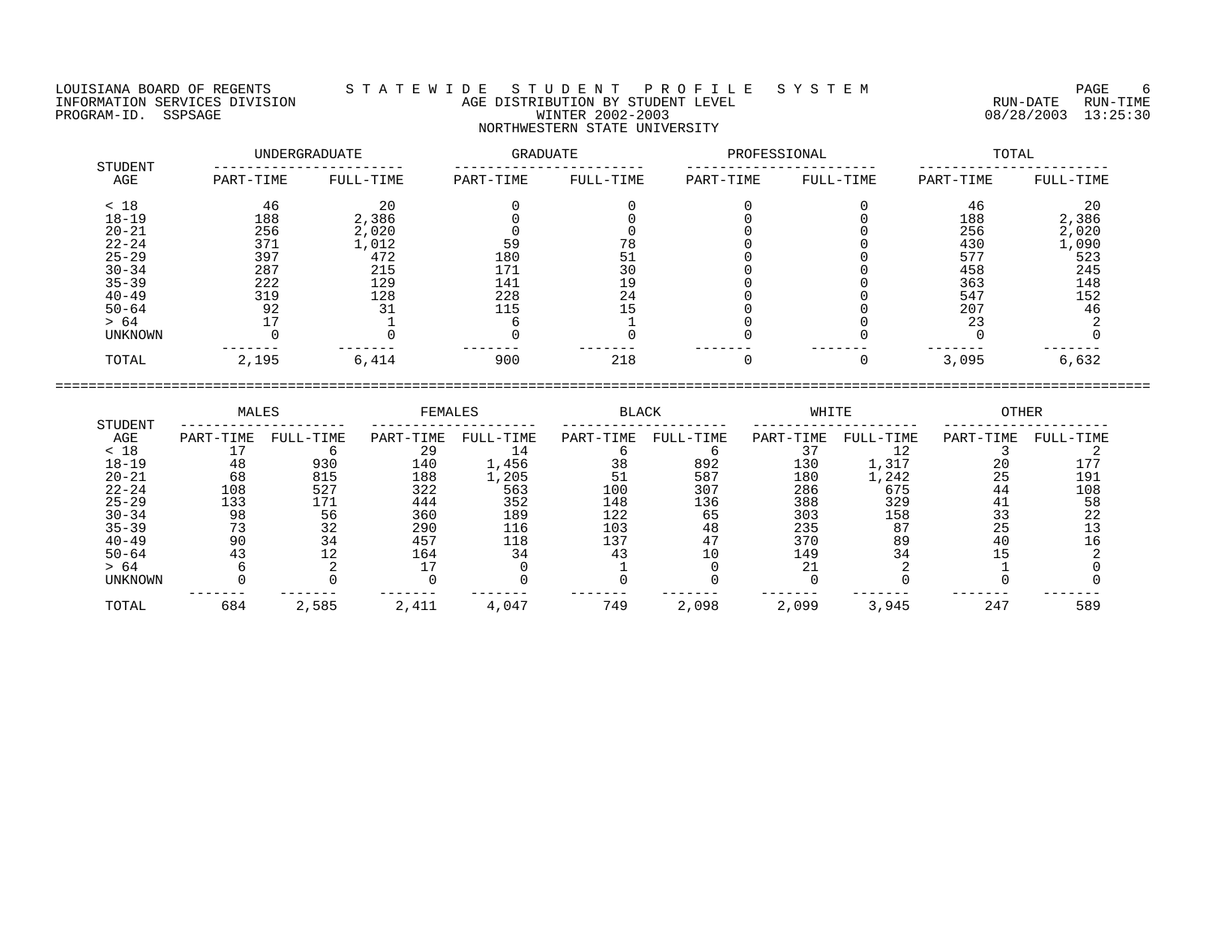LOUISIANA BOARD OF REGENTS — STATEWIDE STUDENT PROFILE SYSTEM
INFORMATION SERVICES DIVISION — AGE DISTRIBUTION BY STUDENT LEVEL — RUN-DATE 08/28/2003 RUN-TIME 13:25:30
PROGRAM-ID. SSPSAGE — WINTER 2002-2003

NORTHWESTERN STATE UNIVERSITY

| STUDENT AGE | UNDERGRADUATE PART-TIME | UNDERGRADUATE FULL-TIME | GRADUATE PART-TIME | GRADUATE FULL-TIME | PROFESSIONAL PART-TIME | PROFESSIONAL FULL-TIME | TOTAL PART-TIME | TOTAL FULL-TIME |
|---|---|---|---|---|---|---|---|---|
| < 18 | 46 | 20 | 0 | 0 | 0 | 0 | 46 | 20 |
| 18-19 | 188 | 2,386 | 0 | 0 | 0 | 0 | 188 | 2,386 |
| 20-21 | 256 | 2,020 | 0 | 0 | 0 | 0 | 256 | 2,020 |
| 22-24 | 371 | 1,012 | 59 | 78 | 0 | 0 | 430 | 1,090 |
| 25-29 | 397 | 472 | 180 | 51 | 0 | 0 | 577 | 523 |
| 30-34 | 287 | 215 | 171 | 30 | 0 | 0 | 458 | 245 |
| 35-39 | 222 | 129 | 141 | 19 | 0 | 0 | 363 | 148 |
| 40-49 | 319 | 128 | 228 | 24 | 0 | 0 | 547 | 152 |
| 50-64 | 92 | 31 | 115 | 15 | 0 | 0 | 207 | 46 |
| > 64 | 17 | 1 | 6 | 1 | 0 | 0 | 23 | 2 |
| UNKNOWN | 0 | 0 | 0 | 0 | 0 | 0 | 0 | 0 |
| TOTAL | 2,195 | 6,414 | 900 | 218 | 0 | 0 | 3,095 | 6,632 |

| STUDENT AGE | MALES PART-TIME | MALES FULL-TIME | FEMALES PART-TIME | FEMALES FULL-TIME | BLACK PART-TIME | BLACK FULL-TIME | WHITE PART-TIME | WHITE FULL-TIME | OTHER PART-TIME | OTHER FULL-TIME |
|---|---|---|---|---|---|---|---|---|---|---|
| < 18 | 17 | 6 | 29 | 14 | 6 | 6 | 37 | 12 | 3 | 2 |
| 18-19 | 48 | 930 | 140 | 1,456 | 38 | 892 | 130 | 1,317 | 20 | 177 |
| 20-21 | 68 | 815 | 188 | 1,205 | 51 | 587 | 180 | 1,242 | 25 | 191 |
| 22-24 | 108 | 527 | 322 | 563 | 100 | 307 | 286 | 675 | 44 | 108 |
| 25-29 | 133 | 171 | 444 | 352 | 148 | 136 | 388 | 329 | 41 | 58 |
| 30-34 | 98 | 56 | 360 | 189 | 122 | 65 | 303 | 158 | 33 | 22 |
| 35-39 | 73 | 32 | 290 | 116 | 103 | 48 | 235 | 87 | 25 | 13 |
| 40-49 | 90 | 34 | 457 | 118 | 137 | 47 | 370 | 89 | 40 | 16 |
| 50-64 | 43 | 12 | 164 | 34 | 43 | 10 | 149 | 34 | 15 | 2 |
| > 64 | 6 | 2 | 17 | 0 | 1 | 0 | 21 | 2 | 1 | 0 |
| UNKNOWN | 0 | 0 | 0 | 0 | 0 | 0 | 0 | 0 | 0 | 0 |
| TOTAL | 684 | 2,585 | 2,411 | 4,047 | 749 | 2,098 | 2,099 | 3,945 | 247 | 589 |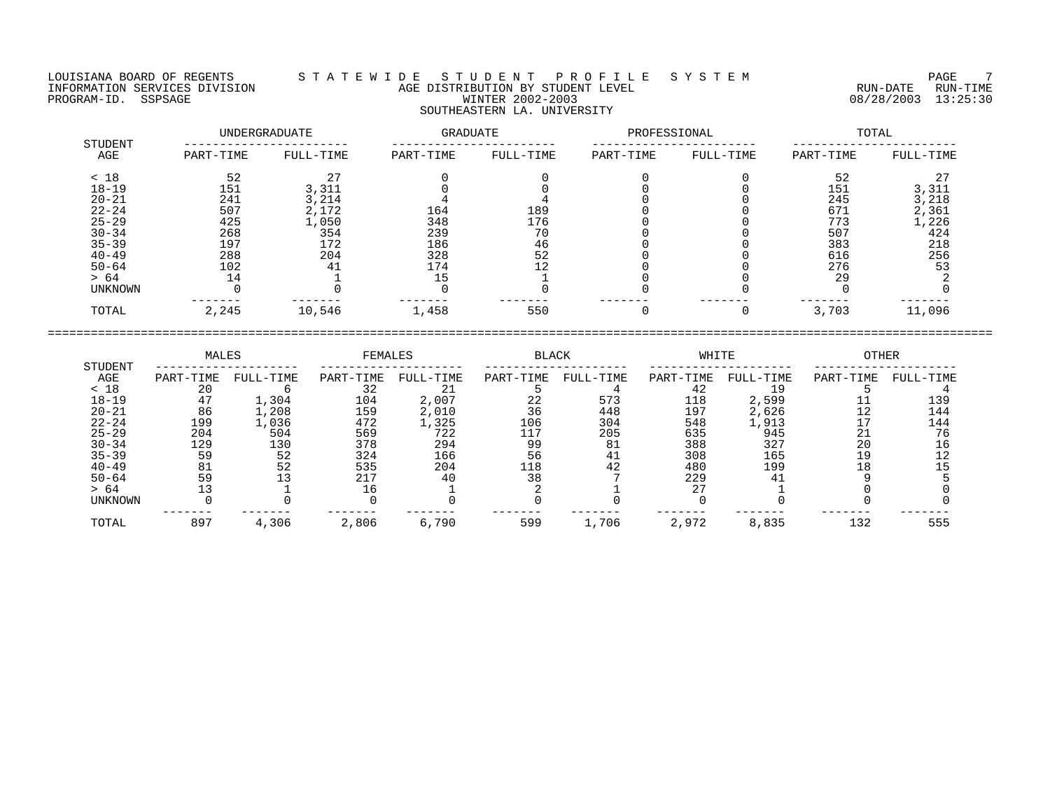LOUISIANA BOARD OF REGENTS — STATEWIDE STUDENT PROFILE SYSTEM
INFORMATION SERVICES DIVISION — AGE DISTRIBUTION BY STUDENT LEVEL — RUN-DATE 08/28/2003 RUN-TIME 13:25:30
PROGRAM-ID. SSPSAGE — WINTER 2002-2003

SOUTHEASTERN LA. UNIVERSITY

| STUDENT | UNDERGRADUATE | | GRADUATE | | PROFESSIONAL | | TOTAL | |
|---|---|---|---|---|---|---|---|---|
| AGE | PART-TIME | FULL-TIME | PART-TIME | FULL-TIME | PART-TIME | FULL-TIME | PART-TIME | FULL-TIME |
| < 18 | 52 | 27 | 0 | 0 | 0 | 0 | 52 | 27 |
| 18-19 | 151 | 3,311 | 0 | 0 | 0 | 0 | 151 | 3,311 |
| 20-21 | 241 | 3,214 | 4 | 4 | 0 | 0 | 245 | 3,218 |
| 22-24 | 507 | 2,172 | 164 | 189 | 0 | 0 | 671 | 2,361 |
| 25-29 | 425 | 1,050 | 348 | 176 | 0 | 0 | 773 | 1,226 |
| 30-34 | 268 | 354 | 239 | 70 | 0 | 0 | 507 | 424 |
| 35-39 | 197 | 172 | 186 | 46 | 0 | 0 | 383 | 218 |
| 40-49 | 288 | 204 | 328 | 52 | 0 | 0 | 616 | 256 |
| 50-64 | 102 | 41 | 174 | 12 | 0 | 0 | 276 | 53 |
| > 64 | 14 | 1 | 15 | 1 | 0 | 0 | 29 | 2 |
| UNKNOWN | 0 | 0 | 0 | 0 | 0 | 0 | 0 | 0 |
| TOTAL | 2,245 | 10,546 | 1,458 | 550 | 0 | 0 | 3,703 | 11,096 |

| STUDENT | MALES | | FEMALES | | BLACK | | WHITE | | OTHER | |
|---|---|---|---|---|---|---|---|---|---|---|
| AGE | PART-TIME | FULL-TIME | PART-TIME | FULL-TIME | PART-TIME | FULL-TIME | PART-TIME | FULL-TIME | PART-TIME | FULL-TIME |
| < 18 | 20 | 6 | 32 | 21 | 5 | 4 | 42 | 19 | 5 | 4 |
| 18-19 | 47 | 1,304 | 104 | 2,007 | 22 | 573 | 118 | 2,599 | 11 | 139 |
| 20-21 | 86 | 1,208 | 159 | 2,010 | 36 | 448 | 197 | 2,626 | 12 | 144 |
| 22-24 | 199 | 1,036 | 472 | 1,325 | 106 | 304 | 548 | 1,913 | 17 | 144 |
| 25-29 | 204 | 504 | 569 | 722 | 117 | 205 | 635 | 945 | 21 | 76 |
| 30-34 | 129 | 130 | 378 | 294 | 99 | 81 | 388 | 327 | 20 | 16 |
| 35-39 | 59 | 52 | 324 | 166 | 56 | 41 | 308 | 165 | 19 | 12 |
| 40-49 | 81 | 52 | 535 | 204 | 118 | 42 | 480 | 199 | 18 | 15 |
| 50-64 | 59 | 13 | 217 | 40 | 38 | 7 | 229 | 41 | 9 | 5 |
| > 64 | 13 | 1 | 16 | 1 | 2 | 1 | 27 | 1 | 0 | 0 |
| UNKNOWN | 0 | 0 | 0 | 0 | 0 | 0 | 0 | 0 | 0 | 0 |
| TOTAL | 897 | 4,306 | 2,806 | 6,790 | 599 | 1,706 | 2,972 | 8,835 | 132 | 555 |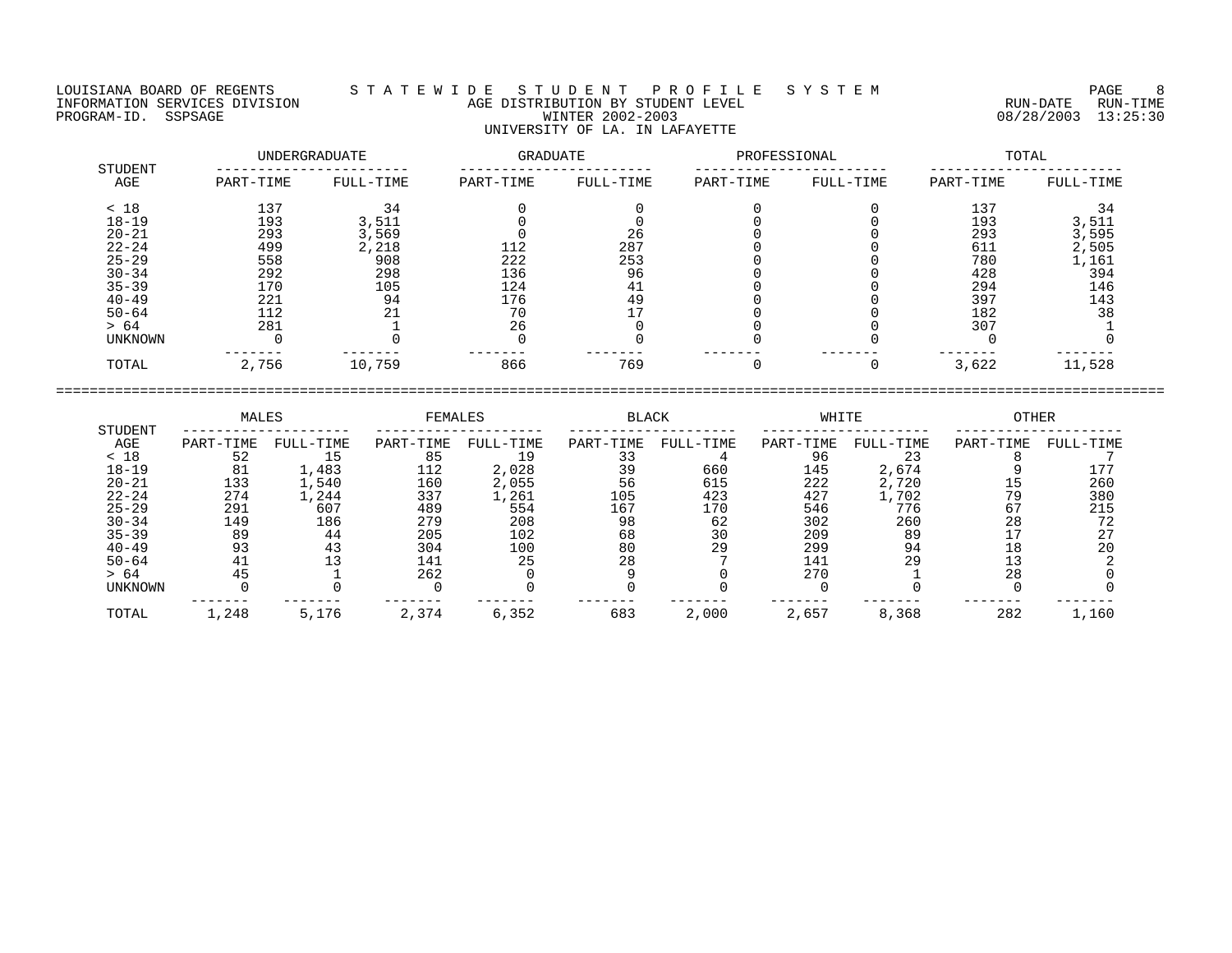LOUISIANA BOARD OF REGENTS — STATEWIDE STUDENT PROFILE SYSTEM
INFORMATION SERVICES DIVISION — AGE DISTRIBUTION BY STUDENT LEVEL
PROGRAM-ID. SSPSAGE — WINTER 2002-2003 — RUN-DATE 08/28/2003 RUN-TIME 13:25:30

## UNIVERSITY OF LA. IN LAFAYETTE

| STUDENT AGE | UNDERGRADUATE | | GRADUATE | | PROFESSIONAL | | TOTAL | |
|---|---|---|---|---|---|---|---|---|
| | PART-TIME | FULL-TIME | PART-TIME | FULL-TIME | PART-TIME | FULL-TIME | PART-TIME | FULL-TIME |
| < 18 | 137 | 34 | 0 | 0 | 0 | 0 | 137 | 34 |
| 18-19 | 193 | 3,511 | 0 | 0 | 0 | 0 | 193 | 3,511 |
| 20-21 | 293 | 3,569 | 0 | 26 | 0 | 0 | 293 | 3,595 |
| 22-24 | 499 | 2,218 | 112 | 287 | 0 | 0 | 611 | 2,505 |
| 25-29 | 558 | 908 | 222 | 253 | 0 | 0 | 780 | 1,161 |
| 30-34 | 292 | 298 | 136 | 96 | 0 | 0 | 428 | 394 |
| 35-39 | 170 | 105 | 124 | 41 | 0 | 0 | 294 | 146 |
| 40-49 | 221 | 94 | 176 | 49 | 0 | 0 | 397 | 143 |
| 50-64 | 112 | 21 | 70 | 17 | 0 | 0 | 182 | 38 |
| > 64 | 281 | 1 | 26 | 0 | 0 | 0 | 307 | 1 |
| UNKNOWN | 0 | 0 | 0 | 0 | 0 | 0 | 0 | 0 |
| TOTAL | 2,756 | 10,759 | 866 | 769 | 0 | 0 | 3,622 | 11,528 |

| STUDENT AGE | MALES | | FEMALES | | BLACK | | WHITE | | OTHER | |
|---|---|---|---|---|---|---|---|---|---|---|
| | PART-TIME | FULL-TIME | PART-TIME | FULL-TIME | PART-TIME | FULL-TIME | PART-TIME | FULL-TIME | PART-TIME | FULL-TIME |
| < 18 | 52 | 15 | 85 | 19 | 33 | 4 | 96 | 23 | 8 | 7 |
| 18-19 | 81 | 1,483 | 112 | 2,028 | 39 | 660 | 145 | 2,674 | 9 | 177 |
| 20-21 | 133 | 1,540 | 160 | 2,055 | 56 | 615 | 222 | 2,720 | 15 | 260 |
| 22-24 | 274 | 1,244 | 337 | 1,261 | 105 | 423 | 427 | 1,702 | 79 | 380 |
| 25-29 | 291 | 607 | 489 | 554 | 167 | 170 | 546 | 776 | 67 | 215 |
| 30-34 | 149 | 186 | 279 | 208 | 98 | 62 | 302 | 260 | 28 | 72 |
| 35-39 | 89 | 44 | 205 | 102 | 68 | 30 | 209 | 89 | 17 | 27 |
| 40-49 | 93 | 43 | 304 | 100 | 80 | 29 | 299 | 94 | 18 | 20 |
| 50-64 | 41 | 13 | 141 | 25 | 28 | 7 | 141 | 29 | 13 | 2 |
| > 64 | 45 | 1 | 262 | 0 | 9 | 0 | 270 | 1 | 28 | 0 |
| UNKNOWN | 0 | 0 | 0 | 0 | 0 | 0 | 0 | 0 | 0 | 0 |
| TOTAL | 1,248 | 5,176 | 2,374 | 6,352 | 683 | 2,000 | 2,657 | 8,368 | 282 | 1,160 |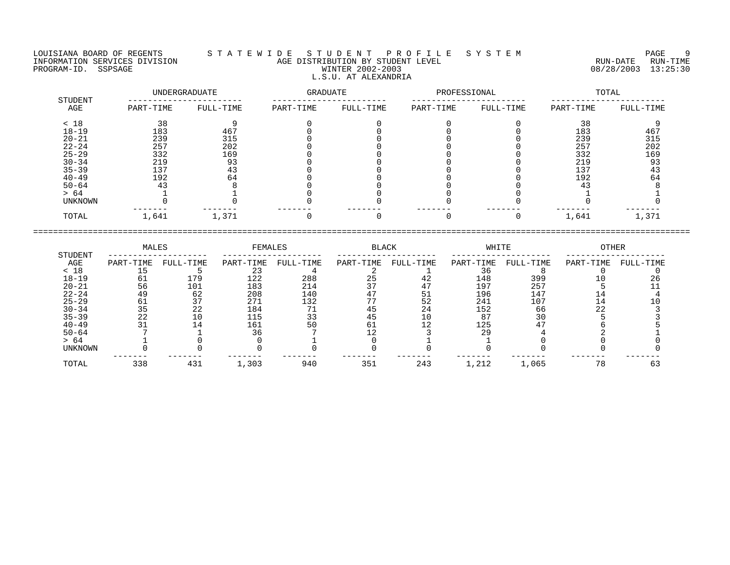LOUISIANA BOARD OF REGENTS — STATEWIDE STUDENT PROFILE SYSTEM
INFORMATION SERVICES DIVISION — AGE DISTRIBUTION BY STUDENT LEVEL — RUN-DATE 08/28/2003 RUN-TIME 13:25:30
PROGRAM-ID. SSPSAGE — WINTER 2002-2003

## L.S.U. AT ALEXANDRIA

| STUDENT AGE | UNDERGRADUATE | | GRADUATE | | PROFESSIONAL | | TOTAL | |
|---|---|---|---|---|---|---|---|---|
| | PART-TIME | FULL-TIME | PART-TIME | FULL-TIME | PART-TIME | FULL-TIME | PART-TIME | FULL-TIME |
| < 18 | 38 | 9 | 0 | 0 | 0 | 0 | 38 | 9 |
| 18-19 | 183 | 467 | 0 | 0 | 0 | 0 | 183 | 467 |
| 20-21 | 239 | 315 | 0 | 0 | 0 | 0 | 239 | 315 |
| 22-24 | 257 | 202 | 0 | 0 | 0 | 0 | 257 | 202 |
| 25-29 | 332 | 169 | 0 | 0 | 0 | 0 | 332 | 169 |
| 30-34 | 219 | 93 | 0 | 0 | 0 | 0 | 219 | 93 |
| 35-39 | 137 | 43 | 0 | 0 | 0 | 0 | 137 | 43 |
| 40-49 | 192 | 64 | 0 | 0 | 0 | 0 | 192 | 64 |
| 50-64 | 43 | 8 | 0 | 0 | 0 | 0 | 43 | 8 |
| > 64 | 1 | 1 | 0 | 0 | 0 | 0 | 1 | 1 |
| UNKNOWN | 0 | 0 | 0 | 0 | 0 | 0 | 0 | 0 |
| TOTAL | 1,641 | 1,371 | 0 | 0 | 0 | 0 | 1,641 | 1,371 |

| STUDENT AGE | MALES | | FEMALES | | BLACK | | WHITE | | OTHER | |
|---|---|---|---|---|---|---|---|---|---|---|
| | PART-TIME | FULL-TIME | PART-TIME | FULL-TIME | PART-TIME | FULL-TIME | PART-TIME | FULL-TIME | PART-TIME | FULL-TIME |
| < 18 | 15 | 5 | 23 | 4 | 2 | 1 | 36 | 8 | 0 | 0 |
| 18-19 | 61 | 179 | 122 | 288 | 25 | 42 | 148 | 399 | 10 | 26 |
| 20-21 | 56 | 101 | 183 | 214 | 37 | 47 | 197 | 257 | 5 | 11 |
| 22-24 | 49 | 62 | 208 | 140 | 47 | 51 | 196 | 147 | 14 | 4 |
| 25-29 | 61 | 37 | 271 | 132 | 77 | 52 | 241 | 107 | 14 | 10 |
| 30-34 | 35 | 22 | 184 | 71 | 45 | 24 | 152 | 66 | 22 | 3 |
| 35-39 | 22 | 10 | 115 | 33 | 45 | 10 | 87 | 30 | 5 | 3 |
| 40-49 | 31 | 14 | 161 | 50 | 61 | 12 | 125 | 47 | 6 | 5 |
| 50-64 | 7 | 1 | 36 | 7 | 12 | 3 | 29 | 4 | 2 | 1 |
| > 64 | 1 | 0 | 0 | 1 | 0 | 1 | 1 | 0 | 0 | 0 |
| UNKNOWN | 0 | 0 | 0 | 0 | 0 | 0 | 0 | 0 | 0 | 0 |
| TOTAL | 338 | 431 | 1,303 | 940 | 351 | 243 | 1,212 | 1,065 | 78 | 63 |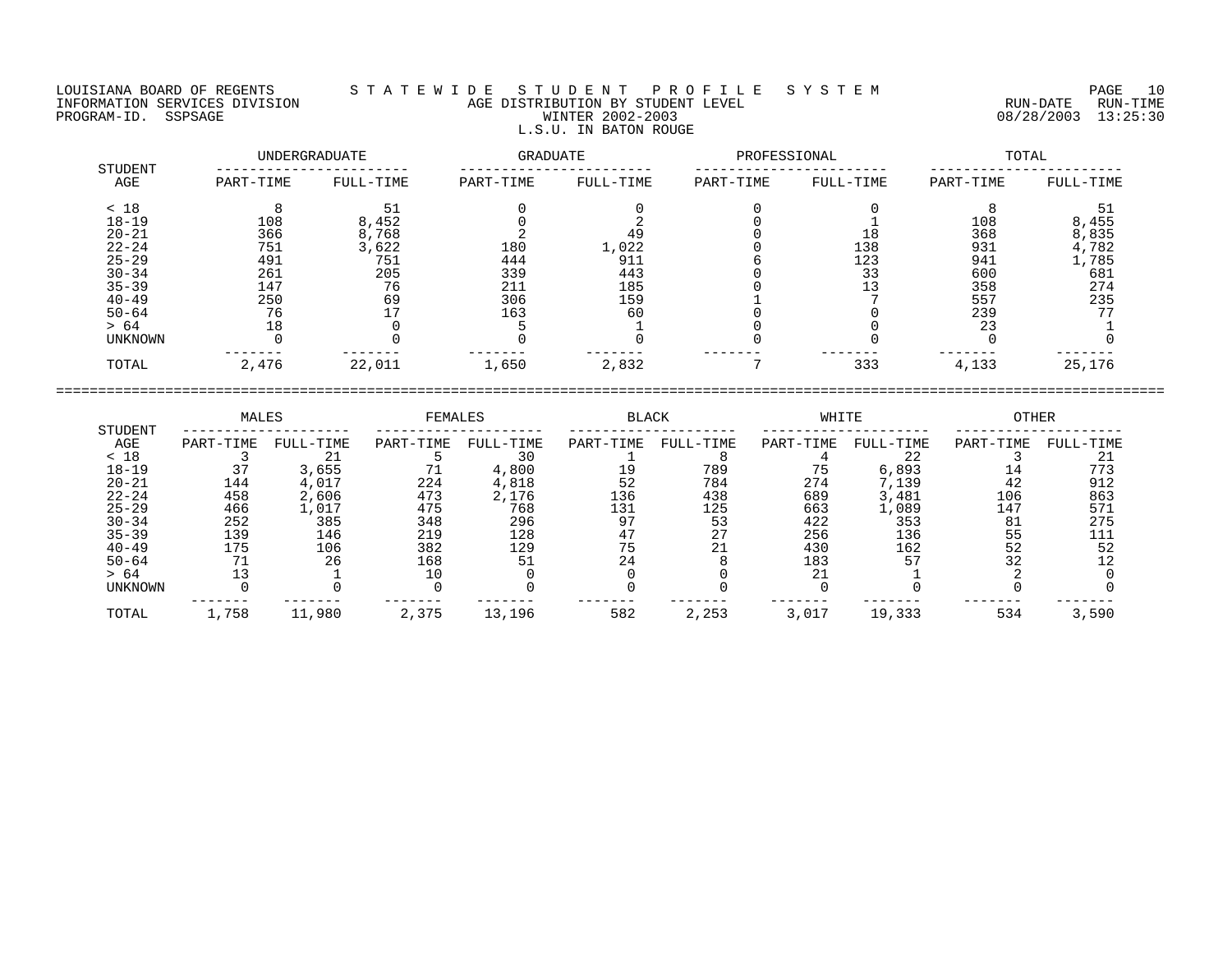LOUISIANA BOARD OF REGENTS — STATEWIDE STUDENT PROFILE SYSTEM
INFORMATION SERVICES DIVISION — AGE DISTRIBUTION BY STUDENT LEVEL — RUN-DATE 08/28/2003 RUN-TIME 13:25:30
PROGRAM-ID. SSPSAGE — WINTER 2002-2003
L.S.U. IN BATON ROUGE

| STUDENT AGE | UNDERGRADUATE | | GRADUATE | | PROFESSIONAL | | TOTAL | |
|---|---|---|---|---|---|---|---|---|
| | PART-TIME | FULL-TIME | PART-TIME | FULL-TIME | PART-TIME | FULL-TIME | PART-TIME | FULL-TIME |
| < 18 | 8 | 51 | 0 | 0 | 0 | 0 | 8 | 51 |
| 18-19 | 108 | 8,452 | 0 | 2 | 0 | 1 | 108 | 8,455 |
| 20-21 | 366 | 8,768 | 2 | 49 | 0 | 18 | 368 | 8,835 |
| 22-24 | 751 | 3,622 | 180 | 1,022 | 0 | 138 | 931 | 4,782 |
| 25-29 | 491 | 751 | 444 | 911 | 6 | 123 | 941 | 1,785 |
| 30-34 | 261 | 205 | 339 | 443 | 0 | 33 | 600 | 681 |
| 35-39 | 147 | 76 | 211 | 185 | 0 | 13 | 358 | 274 |
| 40-49 | 250 | 69 | 306 | 159 | 1 | 7 | 557 | 235 |
| 50-64 | 76 | 17 | 163 | 60 | 0 | 0 | 239 | 77 |
| > 64 | 18 | 0 | 5 | 1 | 0 | 0 | 23 | 1 |
| UNKNOWN | 0 | 0 | 0 | 0 | 0 | 0 | 0 | 0 |
| TOTAL | 2,476 | 22,011 | 1,650 | 2,832 | 7 | 333 | 4,133 | 25,176 |

| STUDENT AGE | MALES | | FEMALES | | BLACK | | WHITE | | OTHER | |
|---|---|---|---|---|---|---|---|---|---|---|
| | PART-TIME | FULL-TIME | PART-TIME | FULL-TIME | PART-TIME | FULL-TIME | PART-TIME | FULL-TIME | PART-TIME | FULL-TIME |
| < 18 | 3 | 21 | 5 | 30 | 1 | 8 | 4 | 22 | 3 | 21 |
| 18-19 | 37 | 3,655 | 71 | 4,800 | 19 | 789 | 75 | 6,893 | 14 | 773 |
| 20-21 | 144 | 4,017 | 224 | 4,818 | 52 | 784 | 274 | 7,139 | 42 | 912 |
| 22-24 | 458 | 2,606 | 473 | 2,176 | 136 | 438 | 689 | 3,481 | 106 | 863 |
| 25-29 | 466 | 1,017 | 475 | 768 | 131 | 125 | 663 | 1,089 | 147 | 571 |
| 30-34 | 252 | 385 | 348 | 296 | 97 | 53 | 422 | 353 | 81 | 275 |
| 35-39 | 139 | 146 | 219 | 128 | 47 | 27 | 256 | 136 | 55 | 111 |
| 40-49 | 175 | 106 | 382 | 129 | 75 | 21 | 430 | 162 | 52 | 52 |
| 50-64 | 71 | 26 | 168 | 51 | 24 | 8 | 183 | 57 | 32 | 12 |
| > 64 | 13 | 1 | 10 | 0 | 0 | 0 | 21 | 1 | 2 | 0 |
| UNKNOWN | 0 | 0 | 0 | 0 | 0 | 0 | 0 | 0 | 0 | 0 |
| TOTAL | 1,758 | 11,980 | 2,375 | 13,196 | 582 | 2,253 | 3,017 | 19,333 | 534 | 3,590 |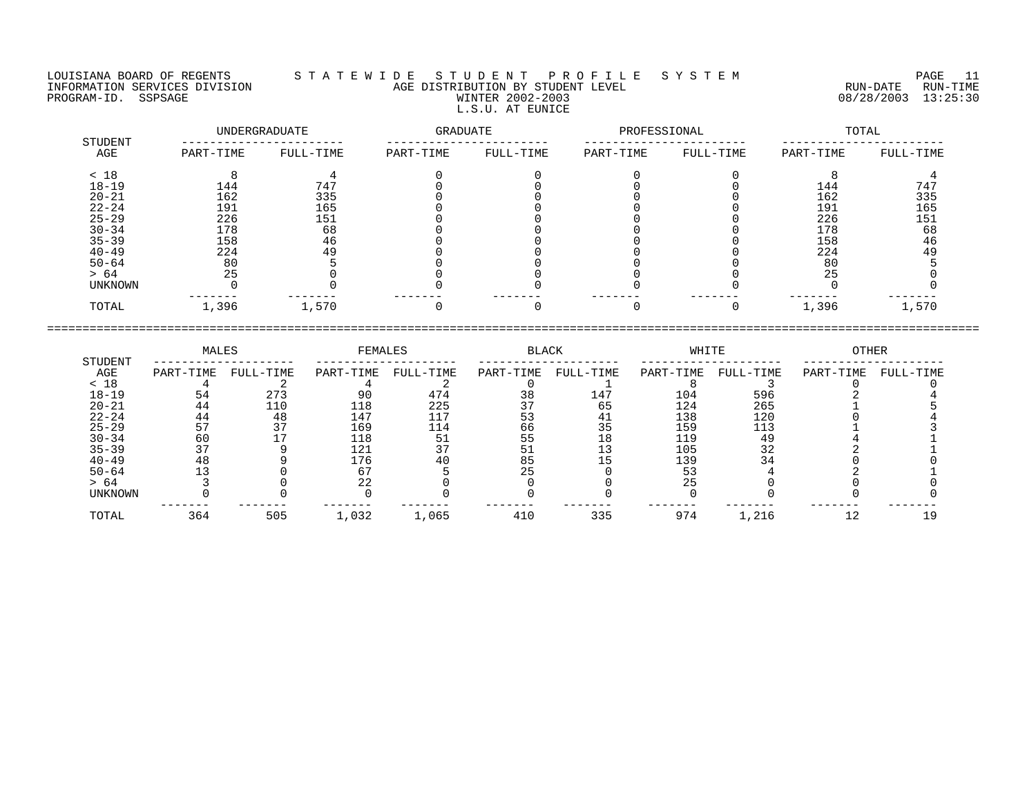LOUISIANA BOARD OF REGENTS — STATEWIDE STUDENT PROFILE SYSTEM
INFORMATION SERVICES DIVISION — AGE DISTRIBUTION BY STUDENT LEVEL — RUN-DATE 08/28/2003 RUN-TIME 13:25:30
PROGRAM-ID. SSPSAGE — WINTER 2002-2003
L.S.U. AT EUNICE

| STUDENT AGE | UNDERGRADUATE PART-TIME | UNDERGRADUATE FULL-TIME | GRADUATE PART-TIME | GRADUATE FULL-TIME | PROFESSIONAL PART-TIME | PROFESSIONAL FULL-TIME | TOTAL PART-TIME | TOTAL FULL-TIME |
|---|---|---|---|---|---|---|---|---|
| < 18 | 8 | 4 | 0 | 0 | 0 | 0 | 8 | 4 |
| 18-19 | 144 | 747 | 0 | 0 | 0 | 0 | 144 | 747 |
| 20-21 | 162 | 335 | 0 | 0 | 0 | 0 | 162 | 335 |
| 22-24 | 191 | 165 | 0 | 0 | 0 | 0 | 191 | 165 |
| 25-29 | 226 | 151 | 0 | 0 | 0 | 0 | 226 | 151 |
| 30-34 | 178 | 68 | 0 | 0 | 0 | 0 | 178 | 68 |
| 35-39 | 158 | 46 | 0 | 0 | 0 | 0 | 158 | 46 |
| 40-49 | 224 | 49 | 0 | 0 | 0 | 0 | 224 | 49 |
| 50-64 | 80 | 5 | 0 | 0 | 0 | 0 | 80 | 5 |
| > 64 | 25 | 0 | 0 | 0 | 0 | 0 | 25 | 0 |
| UNKNOWN | 0 | 0 | 0 | 0 | 0 | 0 | 0 | 0 |
| TOTAL | 1,396 | 1,570 | 0 | 0 | 0 | 0 | 1,396 | 1,570 |

| STUDENT AGE | MALES PART-TIME | MALES FULL-TIME | FEMALES PART-TIME | FEMALES FULL-TIME | BLACK PART-TIME | BLACK FULL-TIME | WHITE PART-TIME | WHITE FULL-TIME | OTHER PART-TIME | OTHER FULL-TIME |
|---|---|---|---|---|---|---|---|---|---|---|
| < 18 | 4 | 2 | 4 | 2 | 0 | 1 | 8 | 3 | 0 | 0 |
| 18-19 | 54 | 273 | 90 | 474 | 38 | 147 | 104 | 596 | 2 | 4 |
| 20-21 | 44 | 110 | 118 | 225 | 37 | 65 | 124 | 265 | 1 | 5 |
| 22-24 | 44 | 48 | 147 | 117 | 53 | 41 | 138 | 120 | 0 | 4 |
| 25-29 | 57 | 37 | 169 | 114 | 66 | 35 | 159 | 113 | 1 | 3 |
| 30-34 | 60 | 17 | 118 | 51 | 55 | 18 | 119 | 49 | 4 | 1 |
| 35-39 | 37 | 9 | 121 | 37 | 51 | 13 | 105 | 32 | 2 | 1 |
| 40-49 | 48 | 9 | 176 | 40 | 85 | 15 | 139 | 34 | 0 | 0 |
| 50-64 | 13 | 0 | 67 | 5 | 25 | 0 | 53 | 4 | 2 | 1 |
| > 64 | 3 | 0 | 22 | 0 | 0 | 0 | 25 | 0 | 0 | 0 |
| UNKNOWN | 0 | 0 | 0 | 0 | 0 | 0 | 0 | 0 | 0 | 0 |
| TOTAL | 364 | 505 | 1,032 | 1,065 | 410 | 335 | 974 | 1,216 | 12 | 19 |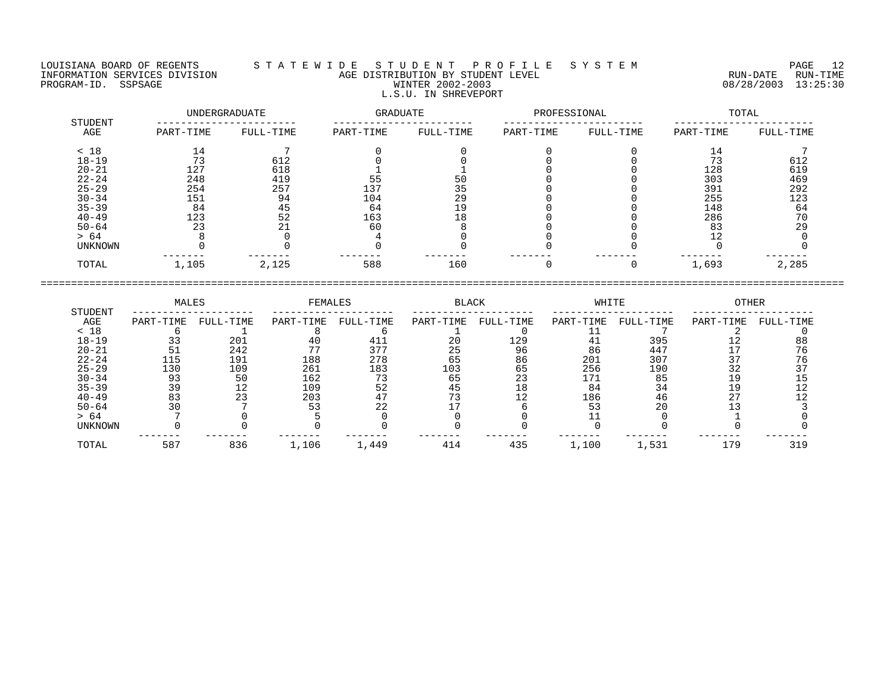LOUISIANA BOARD OF REGENTS — STATEWIDE STUDENT PROFILE SYSTEM

INFORMATION SERVICES DIVISION — AGE DISTRIBUTION BY STUDENT LEVEL — RUN-DATE 08/28/2003 RUN-TIME 13:25:30

PROGRAM-ID. SSPSAGE — WINTER 2002-2003

L.S.U. IN SHREVEPORT

| STUDENT AGE | UNDERGRADUATE | | GRADUATE | | PROFESSIONAL | | TOTAL | |
|---|---|---|---|---|---|---|---|---|
| | PART-TIME | FULL-TIME | PART-TIME | FULL-TIME | PART-TIME | FULL-TIME | PART-TIME | FULL-TIME |
| < 18 | 14 | 7 | 0 | 0 | 0 | 0 | 14 | 7 |
| 18-19 | 73 | 612 | 0 | 0 | 0 | 0 | 73 | 612 |
| 20-21 | 127 | 618 | 1 | 1 | 0 | 0 | 128 | 619 |
| 22-24 | 248 | 419 | 55 | 50 | 0 | 0 | 303 | 469 |
| 25-29 | 254 | 257 | 137 | 35 | 0 | 0 | 391 | 292 |
| 30-34 | 151 | 94 | 104 | 29 | 0 | 0 | 255 | 123 |
| 35-39 | 84 | 45 | 64 | 19 | 0 | 0 | 148 | 64 |
| 40-49 | 123 | 52 | 163 | 18 | 0 | 0 | 286 | 70 |
| 50-64 | 23 | 21 | 60 | 8 | 0 | 0 | 83 | 29 |
| > 64 | 8 | 0 | 4 | 0 | 0 | 0 | 12 | 0 |
| UNKNOWN | 0 | 0 | 0 | 0 | 0 | 0 | 0 | 0 |
| TOTAL | 1,105 | 2,125 | 588 | 160 | 0 | 0 | 1,693 | 2,285 |

| STUDENT AGE | MALES | | FEMALES | | BLACK | | WHITE | | OTHER | |
|---|---|---|---|---|---|---|---|---|---|---|
| | PART-TIME | FULL-TIME | PART-TIME | FULL-TIME | PART-TIME | FULL-TIME | PART-TIME | FULL-TIME | PART-TIME | FULL-TIME |
| < 18 | 6 | 1 | 8 | 6 | 1 | 0 | 11 | 7 | 2 | 0 |
| 18-19 | 33 | 201 | 40 | 411 | 20 | 129 | 41 | 395 | 12 | 88 |
| 20-21 | 51 | 242 | 77 | 377 | 25 | 96 | 86 | 447 | 17 | 76 |
| 22-24 | 115 | 191 | 188 | 278 | 65 | 86 | 201 | 307 | 37 | 76 |
| 25-29 | 130 | 109 | 261 | 183 | 103 | 65 | 256 | 190 | 32 | 37 |
| 30-34 | 93 | 50 | 162 | 73 | 65 | 23 | 171 | 85 | 19 | 15 |
| 35-39 | 39 | 12 | 109 | 52 | 45 | 18 | 84 | 34 | 19 | 12 |
| 40-49 | 83 | 23 | 203 | 47 | 73 | 12 | 186 | 46 | 27 | 12 |
| 50-64 | 30 | 7 | 53 | 22 | 17 | 6 | 53 | 20 | 13 | 3 |
| > 64 | 7 | 0 | 5 | 0 | 0 | 0 | 11 | 0 | 1 | 0 |
| UNKNOWN | 0 | 0 | 0 | 0 | 0 | 0 | 0 | 0 | 0 | 0 |
| TOTAL | 587 | 836 | 1,106 | 1,449 | 414 | 435 | 1,100 | 1,531 | 179 | 319 |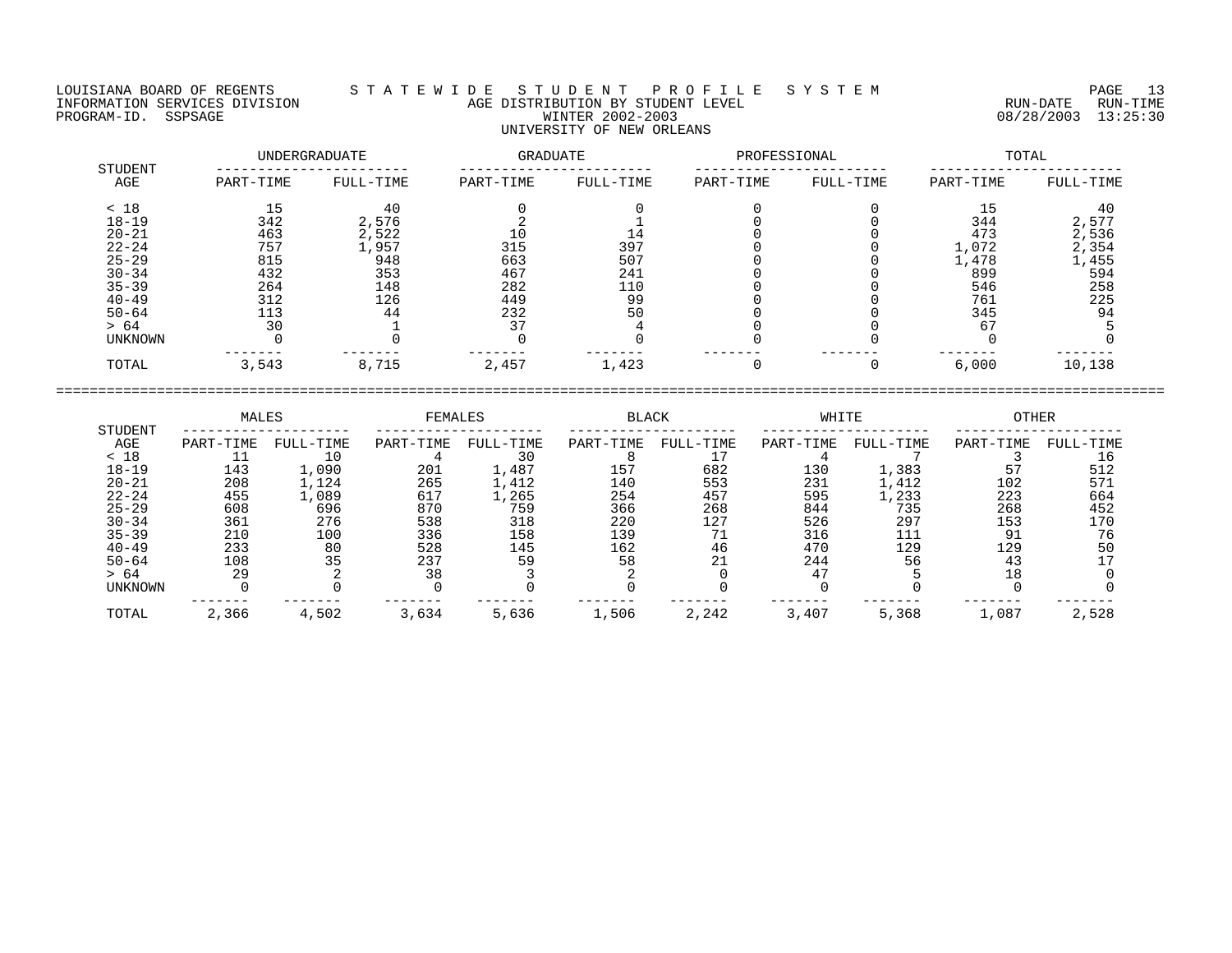LOUISIANA BOARD OF REGENTS — STATEWIDE STUDENT PROFILE SYSTEM
INFORMATION SERVICES DIVISION
PROGRAM-ID. SSPSAGE

RUN-DATE 08/28/2003 RUN-TIME 13:25:30

# AGE DISTRIBUTION BY STUDENT LEVEL
## WINTER 2002-2003
## UNIVERSITY OF NEW ORLEANS

| STUDENT AGE | UNDERGRADUATE | | GRADUATE | | PROFESSIONAL | | TOTAL | |
|---|---|---|---|---|---|---|---|---|
| | PART-TIME | FULL-TIME | PART-TIME | FULL-TIME | PART-TIME | FULL-TIME | PART-TIME | FULL-TIME |
| < 18 | 15 | 40 | 0 | 0 | 0 | 0 | 15 | 40 |
| 18-19 | 342 | 2,576 | 2 | 1 | 0 | 0 | 344 | 2,577 |
| 20-21 | 463 | 2,522 | 10 | 14 | 0 | 0 | 473 | 2,536 |
| 22-24 | 757 | 1,957 | 315 | 397 | 0 | 0 | 1,072 | 2,354 |
| 25-29 | 815 | 948 | 663 | 507 | 0 | 0 | 1,478 | 1,455 |
| 30-34 | 432 | 353 | 467 | 241 | 0 | 0 | 899 | 594 |
| 35-39 | 264 | 148 | 282 | 110 | 0 | 0 | 546 | 258 |
| 40-49 | 312 | 126 | 449 | 99 | 0 | 0 | 761 | 225 |
| 50-64 | 113 | 44 | 232 | 50 | 0 | 0 | 345 | 94 |
| > 64 | 30 | 1 | 37 | 4 | 0 | 0 | 67 | 5 |
| UNKNOWN | 0 | 0 | 0 | 0 | 0 | 0 | 0 | 0 |
| TOTAL | 3,543 | 8,715 | 2,457 | 1,423 | 0 | 0 | 6,000 | 10,138 |

| STUDENT AGE | MALES | | FEMALES | | BLACK | | WHITE | | OTHER | |
|---|---|---|---|---|---|---|---|---|---|---|
| | PART-TIME | FULL-TIME | PART-TIME | FULL-TIME | PART-TIME | FULL-TIME | PART-TIME | FULL-TIME | PART-TIME | FULL-TIME |
| < 18 | 11 | 10 | 4 | 30 | 8 | 17 | 4 | 7 | 3 | 16 |
| 18-19 | 143 | 1,090 | 201 | 1,487 | 157 | 682 | 130 | 1,383 | 57 | 512 |
| 20-21 | 208 | 1,124 | 265 | 1,412 | 140 | 553 | 231 | 1,412 | 102 | 571 |
| 22-24 | 455 | 1,089 | 617 | 1,265 | 254 | 457 | 595 | 1,233 | 223 | 664 |
| 25-29 | 608 | 696 | 870 | 759 | 366 | 268 | 844 | 735 | 268 | 452 |
| 30-34 | 361 | 276 | 538 | 318 | 220 | 127 | 526 | 297 | 153 | 170 |
| 35-39 | 210 | 100 | 336 | 158 | 139 | 71 | 316 | 111 | 91 | 76 |
| 40-49 | 233 | 80 | 528 | 145 | 162 | 46 | 470 | 129 | 129 | 50 |
| 50-64 | 108 | 35 | 237 | 59 | 58 | 21 | 244 | 56 | 43 | 17 |
| > 64 | 29 | 2 | 38 | 3 | 2 | 0 | 47 | 5 | 18 | 0 |
| UNKNOWN | 0 | 0 | 0 | 0 | 0 | 0 | 0 | 0 | 0 | 0 |
| TOTAL | 2,366 | 4,502 | 3,634 | 5,636 | 1,506 | 2,242 | 3,407 | 5,368 | 1,087 | 2,528 |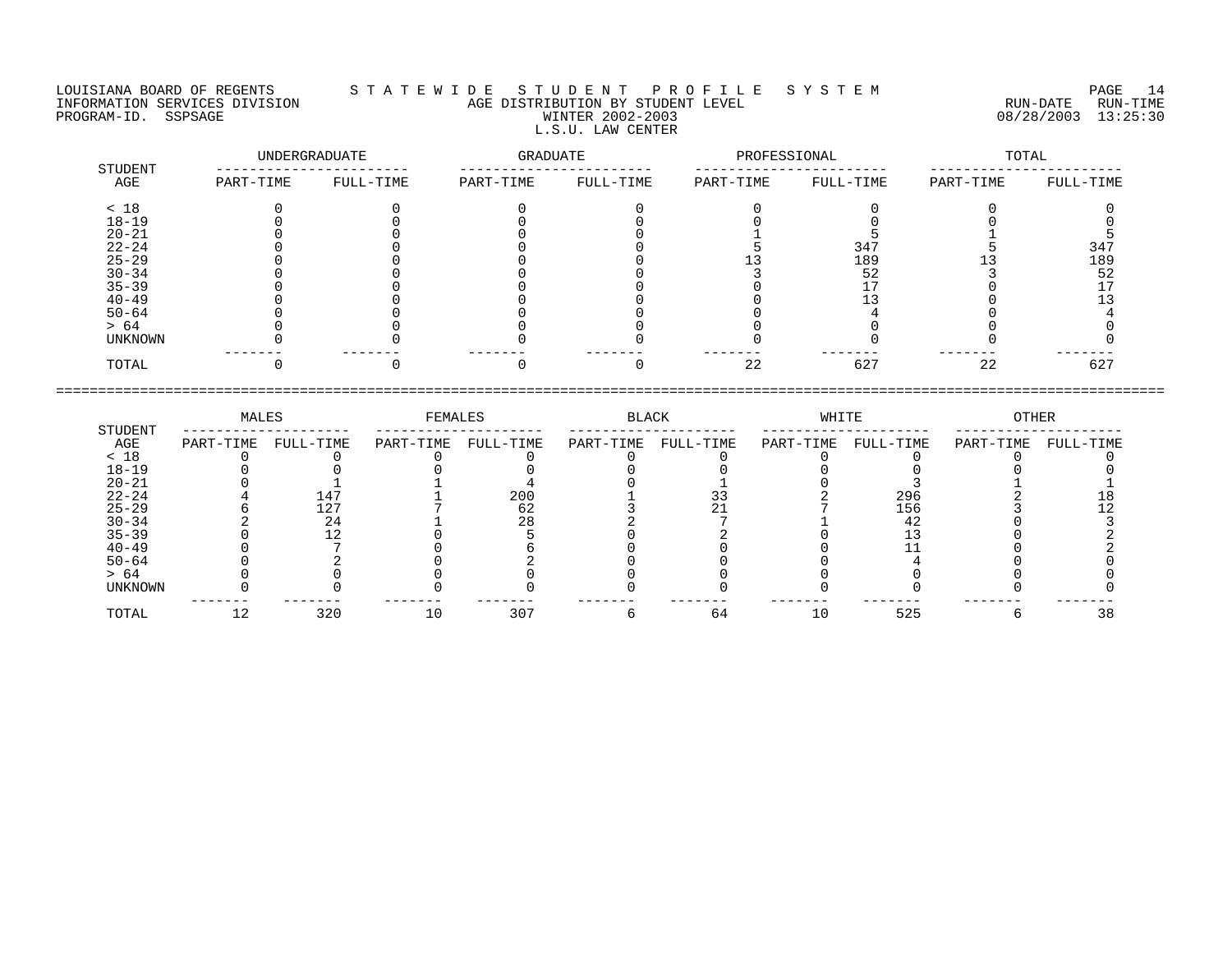LOUISIANA BOARD OF REGENTS — STATEWIDE STUDENT PROFILE SYSTEM
INFORMATION SERVICES DIVISION — AGE DISTRIBUTION BY STUDENT LEVEL — RUN-DATE 08/28/2003 RUN-TIME 13:25:30
PROGRAM-ID. SSPSAGE — WINTER 2002-2003

L.S.U. LAW CENTER

| STUDENT AGE | UNDERGRADUATE | | GRADUATE | | PROFESSIONAL | | TOTAL | |
|---|---|---|---|---|---|---|---|---|
| | PART-TIME | FULL-TIME | PART-TIME | FULL-TIME | PART-TIME | FULL-TIME | PART-TIME | FULL-TIME |
| < 18 | 0 | 0 | 0 | 0 | 0 | 0 | 0 | 0 |
| 18-19 | 0 | 0 | 0 | 0 | 0 | 0 | 0 | 0 |
| 20-21 | 0 | 0 | 0 | 0 | 1 | 5 | 1 | 5 |
| 22-24 | 0 | 0 | 0 | 0 | 5 | 347 | 5 | 347 |
| 25-29 | 0 | 0 | 0 | 0 | 13 | 189 | 13 | 189 |
| 30-34 | 0 | 0 | 0 | 0 | 3 | 52 | 3 | 52 |
| 35-39 | 0 | 0 | 0 | 0 | 0 | 17 | 0 | 17 |
| 40-49 | 0 | 0 | 0 | 0 | 0 | 13 | 0 | 13 |
| 50-64 | 0 | 0 | 0 | 0 | 0 | 4 | 0 | 4 |
| > 64 | 0 | 0 | 0 | 0 | 0 | 0 | 0 | 0 |
| UNKNOWN | 0 | 0 | 0 | 0 | 0 | 0 | 0 | 0 |
| TOTAL | 0 | 0 | 0 | 0 | 22 | 627 | 22 | 627 |

| STUDENT AGE | MALES | | FEMALES | | BLACK | | WHITE | | OTHER | |
|---|---|---|---|---|---|---|---|---|---|---|
| | PART-TIME | FULL-TIME | PART-TIME | FULL-TIME | PART-TIME | FULL-TIME | PART-TIME | FULL-TIME | PART-TIME | FULL-TIME |
| < 18 | 0 | 0 | 0 | 0 | 0 | 0 | 0 | 0 | 0 | 0 |
| 18-19 | 0 | 0 | 0 | 0 | 0 | 0 | 0 | 0 | 0 | 0 |
| 20-21 | 0 | 1 | 1 | 4 | 0 | 1 | 0 | 3 | 1 | 1 |
| 22-24 | 4 | 147 | 1 | 200 | 1 | 33 | 2 | 296 | 2 | 18 |
| 25-29 | 6 | 127 | 7 | 62 | 3 | 21 | 7 | 156 | 3 | 12 |
| 30-34 | 2 | 24 | 1 | 28 | 2 | 7 | 1 | 42 | 0 | 3 |
| 35-39 | 0 | 12 | 0 | 5 | 0 | 2 | 0 | 13 | 0 | 2 |
| 40-49 | 0 | 7 | 0 | 6 | 0 | 0 | 0 | 11 | 0 | 2 |
| 50-64 | 0 | 2 | 0 | 2 | 0 | 0 | 0 | 4 | 0 | 0 |
| > 64 | 0 | 0 | 0 | 0 | 0 | 0 | 0 | 0 | 0 | 0 |
| UNKNOWN | 0 | 0 | 0 | 0 | 0 | 0 | 0 | 0 | 0 | 0 |
| TOTAL | 12 | 320 | 10 | 307 | 6 | 64 | 10 | 525 | 6 | 38 |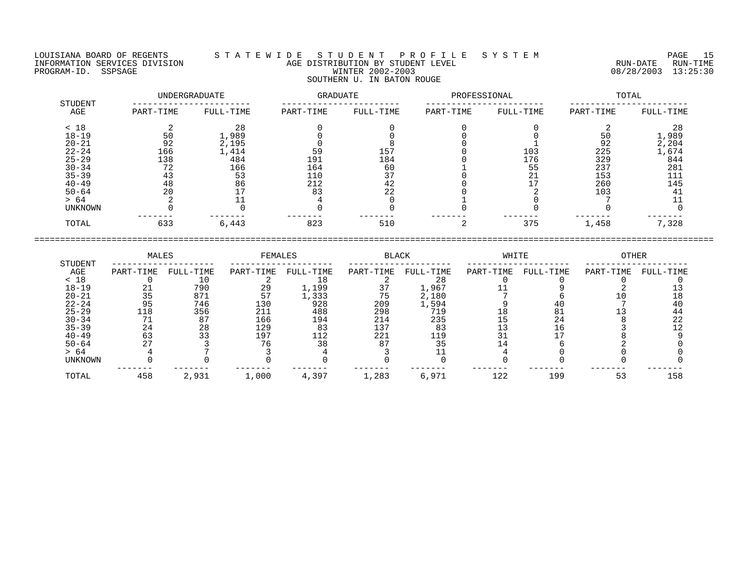LOUISIANA BOARD OF REGENTS — S T A T E W I D E   S T U D E N T   P R O F I L E   S Y S T E M

INFORMATION SERVICES DIVISION — AGE DISTRIBUTION BY STUDENT LEVEL — RUN-DATE 08/28/2003 RUN-TIME 13:25:30

PROGRAM-ID. SSPSAGE — WINTER 2002-2003

SOUTHERN U. IN BATON ROUGE

| STUDENT AGE | UNDERGRADUATE PART-TIME | UNDERGRADUATE FULL-TIME | GRADUATE PART-TIME | GRADUATE FULL-TIME | PROFESSIONAL PART-TIME | PROFESSIONAL FULL-TIME | TOTAL PART-TIME | TOTAL FULL-TIME |
|---|---|---|---|---|---|---|---|---|
| < 18 | 2 | 28 | 0 | 0 | 0 | 0 | 2 | 28 |
| 18-19 | 50 | 1,989 | 0 | 0 | 0 | 0 | 50 | 1,989 |
| 20-21 | 92 | 2,195 | 0 | 8 | 0 | 1 | 92 | 2,204 |
| 22-24 | 166 | 1,414 | 59 | 157 | 0 | 103 | 225 | 1,674 |
| 25-29 | 138 | 484 | 191 | 184 | 0 | 176 | 329 | 844 |
| 30-34 | 72 | 166 | 164 | 60 | 1 | 55 | 237 | 281 |
| 35-39 | 43 | 53 | 110 | 37 | 0 | 21 | 153 | 111 |
| 40-49 | 48 | 86 | 212 | 42 | 0 | 17 | 260 | 145 |
| 50-64 | 20 | 17 | 83 | 22 | 0 | 2 | 103 | 41 |
| > 64 | 2 | 11 | 4 | 0 | 1 | 0 | 7 | 11 |
| UNKNOWN | 0 | 0 | 0 | 0 | 0 | 0 | 0 | 0 |
| TOTAL | 633 | 6,443 | 823 | 510 | 2 | 375 | 1,458 | 7,328 |

| STUDENT AGE | MALES PART-TIME | MALES FULL-TIME | FEMALES PART-TIME | FEMALES FULL-TIME | BLACK PART-TIME | BLACK FULL-TIME | WHITE PART-TIME | WHITE FULL-TIME | OTHER PART-TIME | OTHER FULL-TIME |
|---|---|---|---|---|---|---|---|---|---|---|
| < 18 | 0 | 10 | 2 | 18 | 2 | 28 | 0 | 0 | 0 | 0 |
| 18-19 | 21 | 790 | 29 | 1,199 | 37 | 1,967 | 11 | 9 | 2 | 13 |
| 20-21 | 35 | 871 | 57 | 1,333 | 75 | 2,180 | 7 | 6 | 10 | 18 |
| 22-24 | 95 | 746 | 130 | 928 | 209 | 1,594 | 9 | 40 | 7 | 40 |
| 25-29 | 118 | 356 | 211 | 488 | 298 | 719 | 18 | 81 | 13 | 44 |
| 30-34 | 71 | 87 | 166 | 194 | 214 | 235 | 15 | 24 | 8 | 22 |
| 35-39 | 24 | 28 | 129 | 83 | 137 | 83 | 13 | 16 | 3 | 12 |
| 40-49 | 63 | 33 | 197 | 112 | 221 | 119 | 31 | 17 | 8 | 9 |
| 50-64 | 27 | 3 | 76 | 38 | 87 | 35 | 14 | 6 | 2 | 0 |
| > 64 | 4 | 7 | 3 | 4 | 3 | 11 | 4 | 0 | 0 | 0 |
| UNKNOWN | 0 | 0 | 0 | 0 | 0 | 0 | 0 | 0 | 0 | 0 |
| TOTAL | 458 | 2,931 | 1,000 | 4,397 | 1,283 | 6,971 | 122 | 199 | 53 | 158 |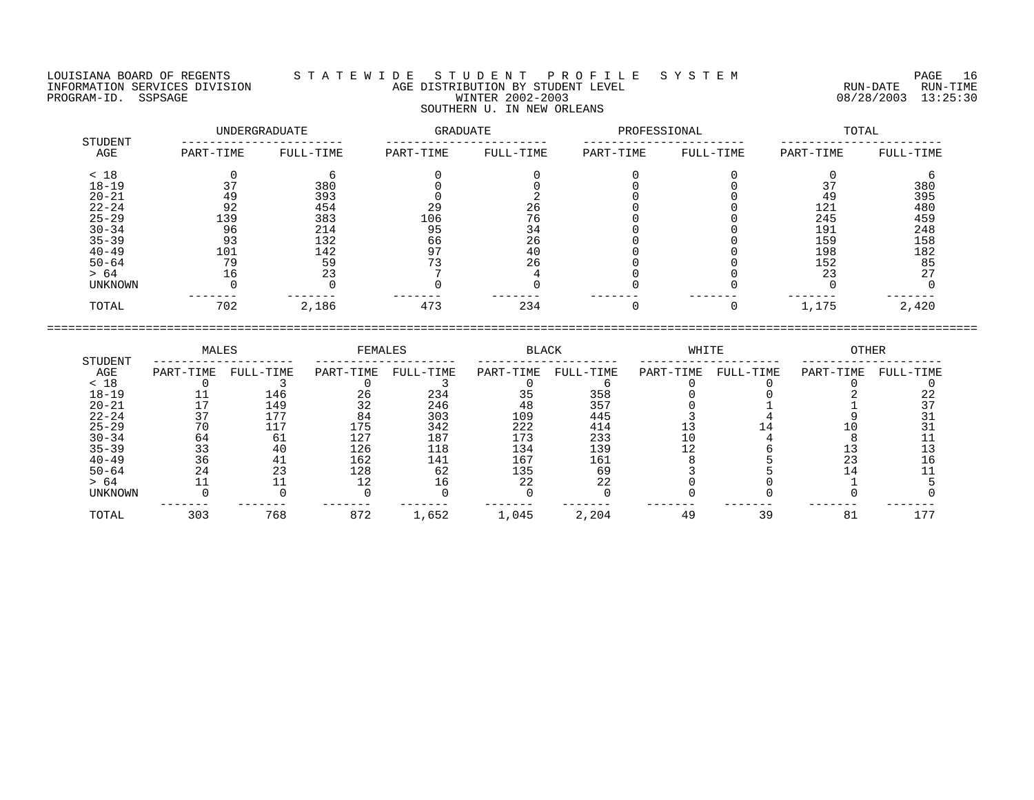LOUISIANA BOARD OF REGENTS — STATEWIDE STUDENT PROFILE SYSTEM
INFORMATION SERVICES DIVISION — AGE DISTRIBUTION BY STUDENT LEVEL — RUN-DATE 08/28/2003 RUN-TIME 13:25:30
PROGRAM-ID. SSPSAGE — WINTER 2002-2003

SOUTHERN U. IN NEW ORLEANS

| STUDENT AGE | UNDERGRADUATE | | GRADUATE | | PROFESSIONAL | | TOTAL | |
|---|---|---|---|---|---|---|---|---|
| | PART-TIME | FULL-TIME | PART-TIME | FULL-TIME | PART-TIME | FULL-TIME | PART-TIME | FULL-TIME |
| < 18 | 0 | 6 | 0 | 0 | 0 | 0 | 0 | 6 |
| 18-19 | 37 | 380 | 0 | 0 | 0 | 0 | 37 | 380 |
| 20-21 | 49 | 393 | 0 | 2 | 0 | 0 | 49 | 395 |
| 22-24 | 92 | 454 | 29 | 26 | 0 | 0 | 121 | 480 |
| 25-29 | 139 | 383 | 106 | 76 | 0 | 0 | 245 | 459 |
| 30-34 | 96 | 214 | 95 | 34 | 0 | 0 | 191 | 248 |
| 35-39 | 93 | 132 | 66 | 26 | 0 | 0 | 159 | 158 |
| 40-49 | 101 | 142 | 97 | 40 | 0 | 0 | 198 | 182 |
| 50-64 | 79 | 59 | 73 | 26 | 0 | 0 | 152 | 85 |
| > 64 | 16 | 23 | 7 | 4 | 0 | 0 | 23 | 27 |
| UNKNOWN | 0 | 0 | 0 | 0 | 0 | 0 | 0 | 0 |
| TOTAL | 702 | 2,186 | 473 | 234 | 0 | 0 | 1,175 | 2,420 |

| STUDENT AGE | MALES | | FEMALES | | BLACK | | WHITE | | OTHER | |
|---|---|---|---|---|---|---|---|---|---|---|
| | PART-TIME | FULL-TIME | PART-TIME | FULL-TIME | PART-TIME | FULL-TIME | PART-TIME | FULL-TIME | PART-TIME | FULL-TIME |
| < 18 | 0 | 3 | 0 | 3 | 0 | 6 | 0 | 0 | 0 | 0 |
| 18-19 | 11 | 146 | 26 | 234 | 35 | 358 | 0 | 0 | 2 | 22 |
| 20-21 | 17 | 149 | 32 | 246 | 48 | 357 | 0 | 1 | 1 | 37 |
| 22-24 | 37 | 177 | 84 | 303 | 109 | 445 | 3 | 4 | 9 | 31 |
| 25-29 | 70 | 117 | 175 | 342 | 222 | 414 | 13 | 14 | 10 | 31 |
| 30-34 | 64 | 61 | 127 | 187 | 173 | 233 | 10 | 4 | 8 | 11 |
| 35-39 | 33 | 40 | 126 | 118 | 134 | 139 | 12 | 6 | 13 | 13 |
| 40-49 | 36 | 41 | 162 | 141 | 167 | 161 | 8 | 5 | 23 | 16 |
| 50-64 | 24 | 23 | 128 | 62 | 135 | 69 | 3 | 5 | 14 | 11 |
| > 64 | 11 | 11 | 12 | 16 | 22 | 22 | 0 | 0 | 1 | 5 |
| UNKNOWN | 0 | 0 | 0 | 0 | 0 | 0 | 0 | 0 | 0 | 0 |
| TOTAL | 303 | 768 | 872 | 1,652 | 1,045 | 2,204 | 49 | 39 | 81 | 177 |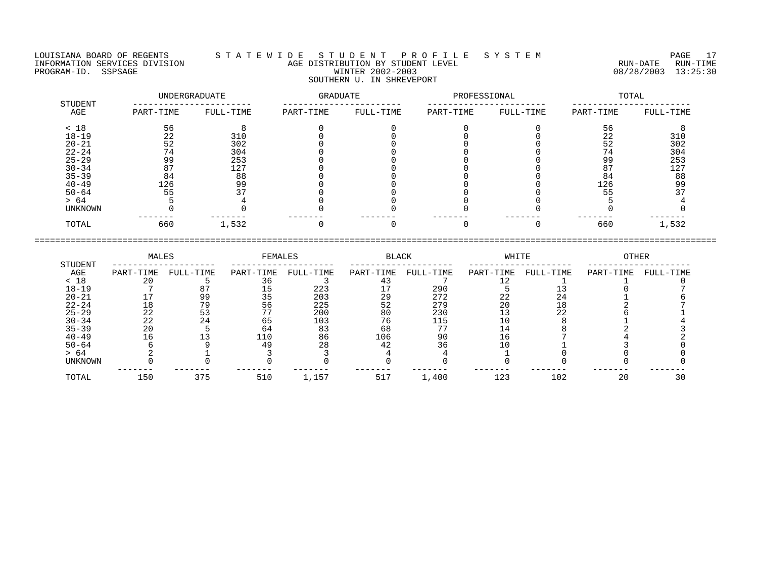LOUISIANA BOARD OF REGENTS — STATEWIDE STUDENT PROFILE SYSTEM
INFORMATION SERVICES DIVISION — AGE DISTRIBUTION BY STUDENT LEVEL — RUN-DATE 08/28/2003 RUN-TIME 13:25:30
PROGRAM-ID. SSPSAGE — WINTER 2002-2003

## SOUTHERN U. IN SHREVEPORT

| STUDENT | UNDERGRADUATE | | GRADUATE | | PROFESSIONAL | | TOTAL | |
|---|---|---|---|---|---|---|---|---|
| AGE | PART-TIME | FULL-TIME | PART-TIME | FULL-TIME | PART-TIME | FULL-TIME | PART-TIME | FULL-TIME |
| < 18 | 56 | 8 | 0 | 0 | 0 | 0 | 56 | 8 |
| 18-19 | 22 | 310 | 0 | 0 | 0 | 0 | 22 | 310 |
| 20-21 | 52 | 302 | 0 | 0 | 0 | 0 | 52 | 302 |
| 22-24 | 74 | 304 | 0 | 0 | 0 | 0 | 74 | 304 |
| 25-29 | 99 | 253 | 0 | 0 | 0 | 0 | 99 | 253 |
| 30-34 | 87 | 127 | 0 | 0 | 0 | 0 | 87 | 127 |
| 35-39 | 84 | 88 | 0 | 0 | 0 | 0 | 84 | 88 |
| 40-49 | 126 | 99 | 0 | 0 | 0 | 0 | 126 | 99 |
| 50-64 | 55 | 37 | 0 | 0 | 0 | 0 | 55 | 37 |
| > 64 | 5 | 4 | 0 | 0 | 0 | 0 | 5 | 4 |
| UNKNOWN | 0 | 0 | 0 | 0 | 0 | 0 | 0 | 0 |
| TOTAL | 660 | 1,532 | 0 | 0 | 0 | 0 | 660 | 1,532 |

| STUDENT | MALES | | FEMALES | | BLACK | | WHITE | | OTHER | |
|---|---|---|---|---|---|---|---|---|---|---|
| AGE | PART-TIME | FULL-TIME | PART-TIME | FULL-TIME | PART-TIME | FULL-TIME | PART-TIME | FULL-TIME | PART-TIME | FULL-TIME |
| < 18 | 20 | 5 | 36 | 3 | 43 | 7 | 12 | 1 | 1 | 0 |
| 18-19 | 7 | 87 | 15 | 223 | 17 | 290 | 5 | 13 | 0 | 7 |
| 20-21 | 17 | 99 | 35 | 203 | 29 | 272 | 22 | 24 | 1 | 6 |
| 22-24 | 18 | 79 | 56 | 225 | 52 | 279 | 20 | 18 | 2 | 7 |
| 25-29 | 22 | 53 | 77 | 200 | 80 | 230 | 13 | 22 | 6 | 1 |
| 30-34 | 22 | 24 | 65 | 103 | 76 | 115 | 10 | 8 | 1 | 4 |
| 35-39 | 20 | 5 | 64 | 83 | 68 | 77 | 14 | 8 | 2 | 3 |
| 40-49 | 16 | 13 | 110 | 86 | 106 | 90 | 16 | 7 | 4 | 2 |
| 50-64 | 6 | 9 | 49 | 28 | 42 | 36 | 10 | 1 | 3 | 0 |
| > 64 | 2 | 1 | 3 | 3 | 4 | 4 | 1 | 0 | 0 | 0 |
| UNKNOWN | 0 | 0 | 0 | 0 | 0 | 0 | 0 | 0 | 0 | 0 |
| TOTAL | 150 | 375 | 510 | 1,157 | 517 | 1,400 | 123 | 102 | 20 | 30 |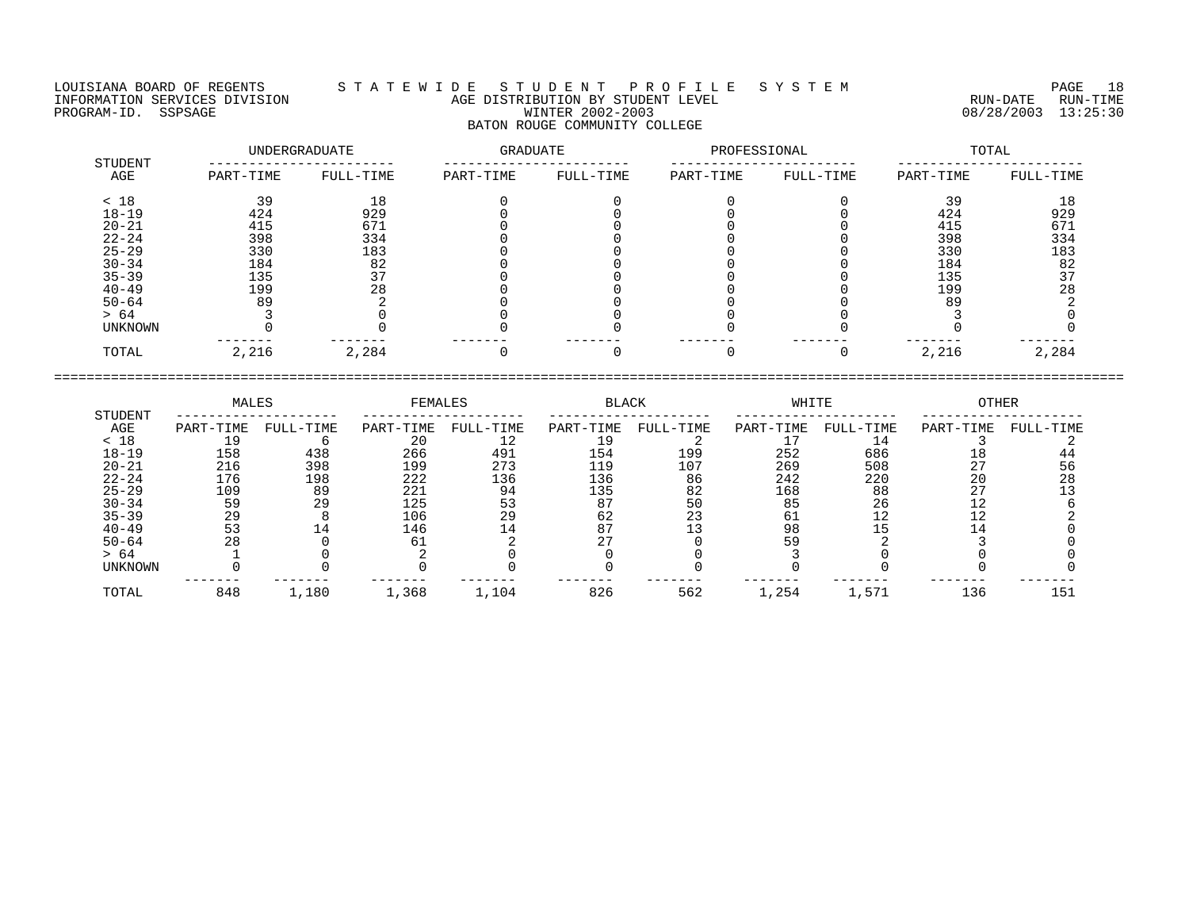LOUISIANA BOARD OF REGENTS — S T A T E W I D E   S T U D E N T   P R O F I L E   S Y S T E M

INFORMATION SERVICES DIVISION — AGE DISTRIBUTION BY STUDENT LEVEL — RUN-DATE 08/28/2003 RUN-TIME 13:25:30

PROGRAM-ID. SSPSAGE — WINTER 2002-2003

BATON ROUGE COMMUNITY COLLEGE

| STUDENT AGE | UNDERGRADUATE | | GRADUATE | | PROFESSIONAL | | TOTAL | |
|---|---|---|---|---|---|---|---|---|
| | PART-TIME | FULL-TIME | PART-TIME | FULL-TIME | PART-TIME | FULL-TIME | PART-TIME | FULL-TIME |
| < 18 | 39 | 18 | 0 | 0 | 0 | 0 | 39 | 18 |
| 18-19 | 424 | 929 | 0 | 0 | 0 | 0 | 424 | 929 |
| 20-21 | 415 | 671 | 0 | 0 | 0 | 0 | 415 | 671 |
| 22-24 | 398 | 334 | 0 | 0 | 0 | 0 | 398 | 334 |
| 25-29 | 330 | 183 | 0 | 0 | 0 | 0 | 330 | 183 |
| 30-34 | 184 | 82 | 0 | 0 | 0 | 0 | 184 | 82 |
| 35-39 | 135 | 37 | 0 | 0 | 0 | 0 | 135 | 37 |
| 40-49 | 199 | 28 | 0 | 0 | 0 | 0 | 199 | 28 |
| 50-64 | 89 | 2 | 0 | 0 | 0 | 0 | 89 | 2 |
| > 64 | 3 | 0 | 0 | 0 | 0 | 0 | 3 | 0 |
| UNKNOWN | 0 | 0 | 0 | 0 | 0 | 0 | 0 | 0 |
| TOTAL | 2,216 | 2,284 | 0 | 0 | 0 | 0 | 2,216 | 2,284 |

| STUDENT AGE | MALES | | FEMALES | | BLACK | | WHITE | | OTHER | |
|---|---|---|---|---|---|---|---|---|---|---|
| | PART-TIME | FULL-TIME | PART-TIME | FULL-TIME | PART-TIME | FULL-TIME | PART-TIME | FULL-TIME | PART-TIME | FULL-TIME |
| < 18 | 19 | 6 | 20 | 12 | 19 | 2 | 17 | 14 | 3 | 2 |
| 18-19 | 158 | 438 | 266 | 491 | 154 | 199 | 252 | 686 | 18 | 44 |
| 20-21 | 216 | 398 | 199 | 273 | 119 | 107 | 269 | 508 | 27 | 56 |
| 22-24 | 176 | 198 | 222 | 136 | 136 | 86 | 242 | 220 | 20 | 28 |
| 25-29 | 109 | 89 | 221 | 94 | 135 | 82 | 168 | 88 | 27 | 13 |
| 30-34 | 59 | 29 | 125 | 53 | 87 | 50 | 85 | 26 | 12 | 6 |
| 35-39 | 29 | 8 | 106 | 29 | 62 | 23 | 61 | 12 | 12 | 2 |
| 40-49 | 53 | 14 | 146 | 14 | 87 | 13 | 98 | 15 | 14 | 0 |
| 50-64 | 28 | 0 | 61 | 2 | 27 | 0 | 59 | 2 | 3 | 0 |
| > 64 | 1 | 0 | 2 | 0 | 0 | 0 | 3 | 0 | 0 | 0 |
| UNKNOWN | 0 | 0 | 0 | 0 | 0 | 0 | 0 | 0 | 0 | 0 |
| TOTAL | 848 | 1,180 | 1,368 | 1,104 | 826 | 562 | 1,254 | 1,571 | 136 | 151 |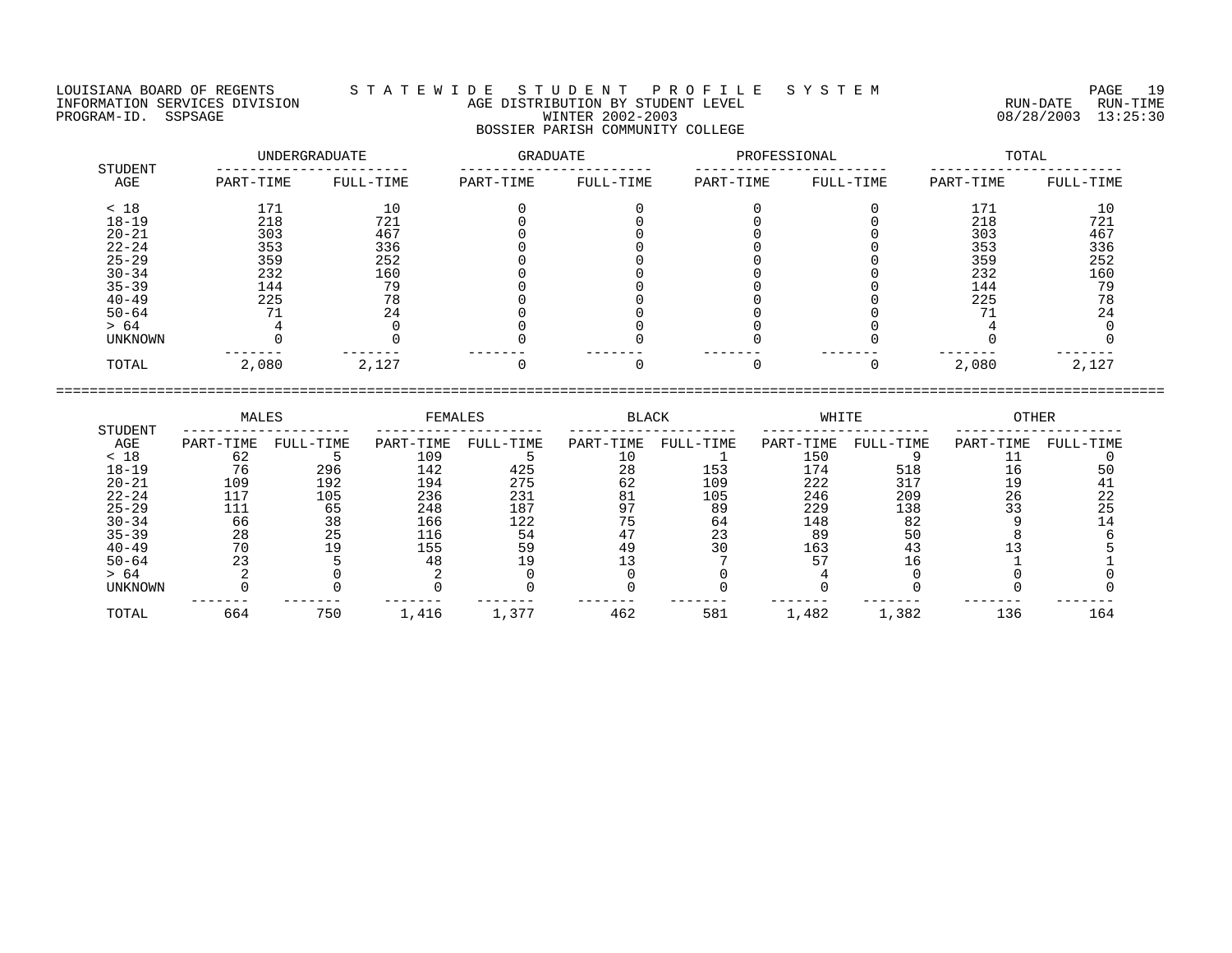LOUISIANA BOARD OF REGENTS — STATEWIDE STUDENT PROFILE SYSTEM
INFORMATION SERVICES DIVISION — AGE DISTRIBUTION BY STUDENT LEVEL — RUN-DATE 08/28/2003 RUN-TIME 13:25:30
PROGRAM-ID. SSPSAGE — WINTER 2002-2003

## BOSSIER PARISH COMMUNITY COLLEGE

| STUDENT AGE | UNDERGRADUATE | | GRADUATE | | PROFESSIONAL | | TOTAL | |
|---|---|---|---|---|---|---|---|---|
| | PART-TIME | FULL-TIME | PART-TIME | FULL-TIME | PART-TIME | FULL-TIME | PART-TIME | FULL-TIME |
| < 18 | 171 | 10 | 0 | 0 | 0 | 0 | 171 | 10 |
| 18-19 | 218 | 721 | 0 | 0 | 0 | 0 | 218 | 721 |
| 20-21 | 303 | 467 | 0 | 0 | 0 | 0 | 303 | 467 |
| 22-24 | 353 | 336 | 0 | 0 | 0 | 0 | 353 | 336 |
| 25-29 | 359 | 252 | 0 | 0 | 0 | 0 | 359 | 252 |
| 30-34 | 232 | 160 | 0 | 0 | 0 | 0 | 232 | 160 |
| 35-39 | 144 | 79 | 0 | 0 | 0 | 0 | 144 | 79 |
| 40-49 | 225 | 78 | 0 | 0 | 0 | 0 | 225 | 78 |
| 50-64 | 71 | 24 | 0 | 0 | 0 | 0 | 71 | 24 |
| > 64 | 4 | 0 | 0 | 0 | 0 | 0 | 4 | 0 |
| UNKNOWN | 0 | 0 | 0 | 0 | 0 | 0 | 0 | 0 |
| TOTAL | 2,080 | 2,127 | 0 | 0 | 0 | 0 | 2,080 | 2,127 |

| STUDENT AGE | MALES | | FEMALES | | BLACK | | WHITE | | OTHER | |
|---|---|---|---|---|---|---|---|---|---|---|
| | PART-TIME | FULL-TIME | PART-TIME | FULL-TIME | PART-TIME | FULL-TIME | PART-TIME | FULL-TIME | PART-TIME | FULL-TIME |
| < 18 | 62 | 5 | 109 | 5 | 10 | 1 | 150 | 9 | 11 | 0 |
| 18-19 | 76 | 296 | 142 | 425 | 28 | 153 | 174 | 518 | 16 | 50 |
| 20-21 | 109 | 192 | 194 | 275 | 62 | 109 | 222 | 317 | 19 | 41 |
| 22-24 | 117 | 105 | 236 | 231 | 81 | 105 | 246 | 209 | 26 | 22 |
| 25-29 | 111 | 65 | 248 | 187 | 97 | 89 | 229 | 138 | 33 | 25 |
| 30-34 | 66 | 38 | 166 | 122 | 75 | 64 | 148 | 82 | 9 | 14 |
| 35-39 | 28 | 25 | 116 | 54 | 47 | 23 | 89 | 50 | 8 | 6 |
| 40-49 | 70 | 19 | 155 | 59 | 49 | 30 | 163 | 43 | 13 | 5 |
| 50-64 | 23 | 5 | 48 | 19 | 13 | 7 | 57 | 16 | 1 | 1 |
| > 64 | 2 | 0 | 2 | 0 | 0 | 0 | 4 | 0 | 0 | 0 |
| UNKNOWN | 0 | 0 | 0 | 0 | 0 | 0 | 0 | 0 | 0 | 0 |
| TOTAL | 664 | 750 | 1,416 | 1,377 | 462 | 581 | 1,482 | 1,382 | 136 | 164 |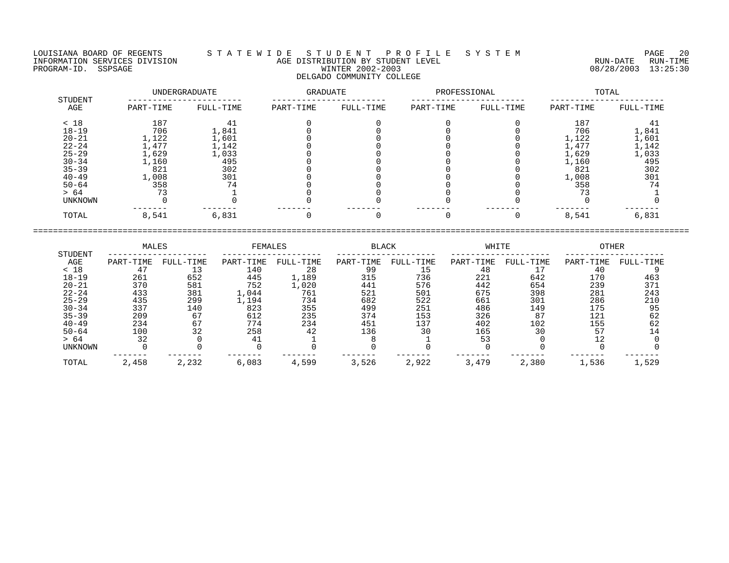LOUISIANA BOARD OF REGENTS — S T A T E W I D E   S T U D E N T   P R O F I L E   S Y S T E M

INFORMATION SERVICES DIVISION — AGE DISTRIBUTION BY STUDENT LEVEL — RUN-DATE 08/28/2003 RUN-TIME 13:25:30

PROGRAM-ID. SSPSAGE — WINTER 2002-2003

DELGADO COMMUNITY COLLEGE

| STUDENT AGE | UNDERGRADUATE | | GRADUATE | | PROFESSIONAL | | TOTAL | |
|---|---|---|---|---|---|---|---|---|
| | PART-TIME | FULL-TIME | PART-TIME | FULL-TIME | PART-TIME | FULL-TIME | PART-TIME | FULL-TIME |
| < 18 | 187 | 41 | 0 | 0 | 0 | 0 | 187 | 41 |
| 18-19 | 706 | 1,841 | 0 | 0 | 0 | 0 | 706 | 1,841 |
| 20-21 | 1,122 | 1,601 | 0 | 0 | 0 | 0 | 1,122 | 1,601 |
| 22-24 | 1,477 | 1,142 | 0 | 0 | 0 | 0 | 1,477 | 1,142 |
| 25-29 | 1,629 | 1,033 | 0 | 0 | 0 | 0 | 1,629 | 1,033 |
| 30-34 | 1,160 | 495 | 0 | 0 | 0 | 0 | 1,160 | 495 |
| 35-39 | 821 | 302 | 0 | 0 | 0 | 0 | 821 | 302 |
| 40-49 | 1,008 | 301 | 0 | 0 | 0 | 0 | 1,008 | 301 |
| 50-64 | 358 | 74 | 0 | 0 | 0 | 0 | 358 | 74 |
| > 64 | 73 | 1 | 0 | 0 | 0 | 0 | 73 | 1 |
| UNKNOWN | 0 | 0 | 0 | 0 | 0 | 0 | 0 | 0 |
| TOTAL | 8,541 | 6,831 | 0 | 0 | 0 | 0 | 8,541 | 6,831 |

| STUDENT AGE | MALES | | FEMALES | | BLACK | | WHITE | | OTHER | |
|---|---|---|---|---|---|---|---|---|---|---|
| | PART-TIME | FULL-TIME | PART-TIME | FULL-TIME | PART-TIME | FULL-TIME | PART-TIME | FULL-TIME | PART-TIME | FULL-TIME |
| < 18 | 47 | 13 | 140 | 28 | 99 | 15 | 48 | 17 | 40 | 9 |
| 18-19 | 261 | 652 | 445 | 1,189 | 315 | 736 | 221 | 642 | 170 | 463 |
| 20-21 | 370 | 581 | 752 | 1,020 | 441 | 576 | 442 | 654 | 239 | 371 |
| 22-24 | 433 | 381 | 1,044 | 761 | 521 | 501 | 675 | 398 | 281 | 243 |
| 25-29 | 435 | 299 | 1,194 | 734 | 682 | 522 | 661 | 301 | 286 | 210 |
| 30-34 | 337 | 140 | 823 | 355 | 499 | 251 | 486 | 149 | 175 | 95 |
| 35-39 | 209 | 67 | 612 | 235 | 374 | 153 | 326 | 87 | 121 | 62 |
| 40-49 | 234 | 67 | 774 | 234 | 451 | 137 | 402 | 102 | 155 | 62 |
| 50-64 | 100 | 32 | 258 | 42 | 136 | 30 | 165 | 30 | 57 | 14 |
| > 64 | 32 | 0 | 41 | 1 | 8 | 1 | 53 | 0 | 12 | 0 |
| UNKNOWN | 0 | 0 | 0 | 0 | 0 | 0 | 0 | 0 | 0 | 0 |
| TOTAL | 2,458 | 2,232 | 6,083 | 4,599 | 3,526 | 2,922 | 3,479 | 2,380 | 1,536 | 1,529 |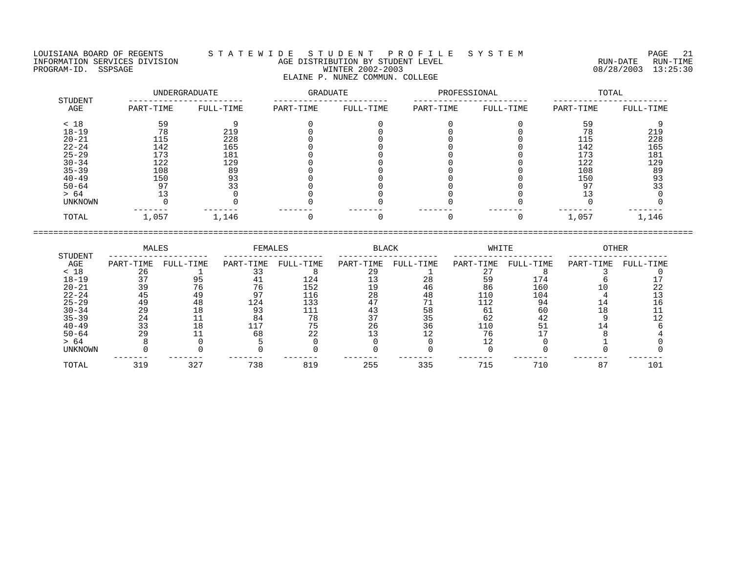LOUISIANA BOARD OF REGENTS — STATEWIDE STUDENT PROFILE SYSTEM
INFORMATION SERVICES DIVISION — AGE DISTRIBUTION BY STUDENT LEVEL — RUN-DATE 08/28/2003 RUN-TIME 13:25:30
PROGRAM-ID. SSPSAGE — WINTER 2002-2003

## ELAINE P. NUNEZ COMMUN. COLLEGE

| STUDENT AGE | UNDERGRADUATE | | GRADUATE | | PROFESSIONAL | | TOTAL | |
|---|---|---|---|---|---|---|---|---|
| | PART-TIME | FULL-TIME | PART-TIME | FULL-TIME | PART-TIME | FULL-TIME | PART-TIME | FULL-TIME |
| < 18 | 59 | 9 | 0 | 0 | 0 | 0 | 59 | 9 |
| 18-19 | 78 | 219 | 0 | 0 | 0 | 0 | 78 | 219 |
| 20-21 | 115 | 228 | 0 | 0 | 0 | 0 | 115 | 228 |
| 22-24 | 142 | 165 | 0 | 0 | 0 | 0 | 142 | 165 |
| 25-29 | 173 | 181 | 0 | 0 | 0 | 0 | 173 | 181 |
| 30-34 | 122 | 129 | 0 | 0 | 0 | 0 | 122 | 129 |
| 35-39 | 108 | 89 | 0 | 0 | 0 | 0 | 108 | 89 |
| 40-49 | 150 | 93 | 0 | 0 | 0 | 0 | 150 | 93 |
| 50-64 | 97 | 33 | 0 | 0 | 0 | 0 | 97 | 33 |
| > 64 | 13 | 0 | 0 | 0 | 0 | 0 | 13 | 0 |
| UNKNOWN | 0 | 0 | 0 | 0 | 0 | 0 | 0 | 0 |
| TOTAL | 1,057 | 1,146 | 0 | 0 | 0 | 0 | 1,057 | 1,146 |

| STUDENT AGE | MALES | | FEMALES | | BLACK | | WHITE | | OTHER | |
|---|---|---|---|---|---|---|---|---|---|---|
| | PART-TIME | FULL-TIME | PART-TIME | FULL-TIME | PART-TIME | FULL-TIME | PART-TIME | FULL-TIME | PART-TIME | FULL-TIME |
| < 18 | 26 | 1 | 33 | 8 | 29 | 1 | 27 | 8 | 3 | 0 |
| 18-19 | 37 | 95 | 41 | 124 | 13 | 28 | 59 | 174 | 6 | 17 |
| 20-21 | 39 | 76 | 76 | 152 | 19 | 46 | 86 | 160 | 10 | 22 |
| 22-24 | 45 | 49 | 97 | 116 | 28 | 48 | 110 | 104 | 4 | 13 |
| 25-29 | 49 | 48 | 124 | 133 | 47 | 71 | 112 | 94 | 14 | 16 |
| 30-34 | 29 | 18 | 93 | 111 | 43 | 58 | 61 | 60 | 18 | 11 |
| 35-39 | 24 | 11 | 84 | 78 | 37 | 35 | 62 | 42 | 9 | 12 |
| 40-49 | 33 | 18 | 117 | 75 | 26 | 36 | 110 | 51 | 14 | 6 |
| 50-64 | 29 | 11 | 68 | 22 | 13 | 12 | 76 | 17 | 8 | 4 |
| > 64 | 8 | 0 | 5 | 0 | 0 | 0 | 12 | 0 | 1 | 0 |
| UNKNOWN | 0 | 0 | 0 | 0 | 0 | 0 | 0 | 0 | 0 | 0 |
| TOTAL | 319 | 327 | 738 | 819 | 255 | 335 | 715 | 710 | 87 | 101 |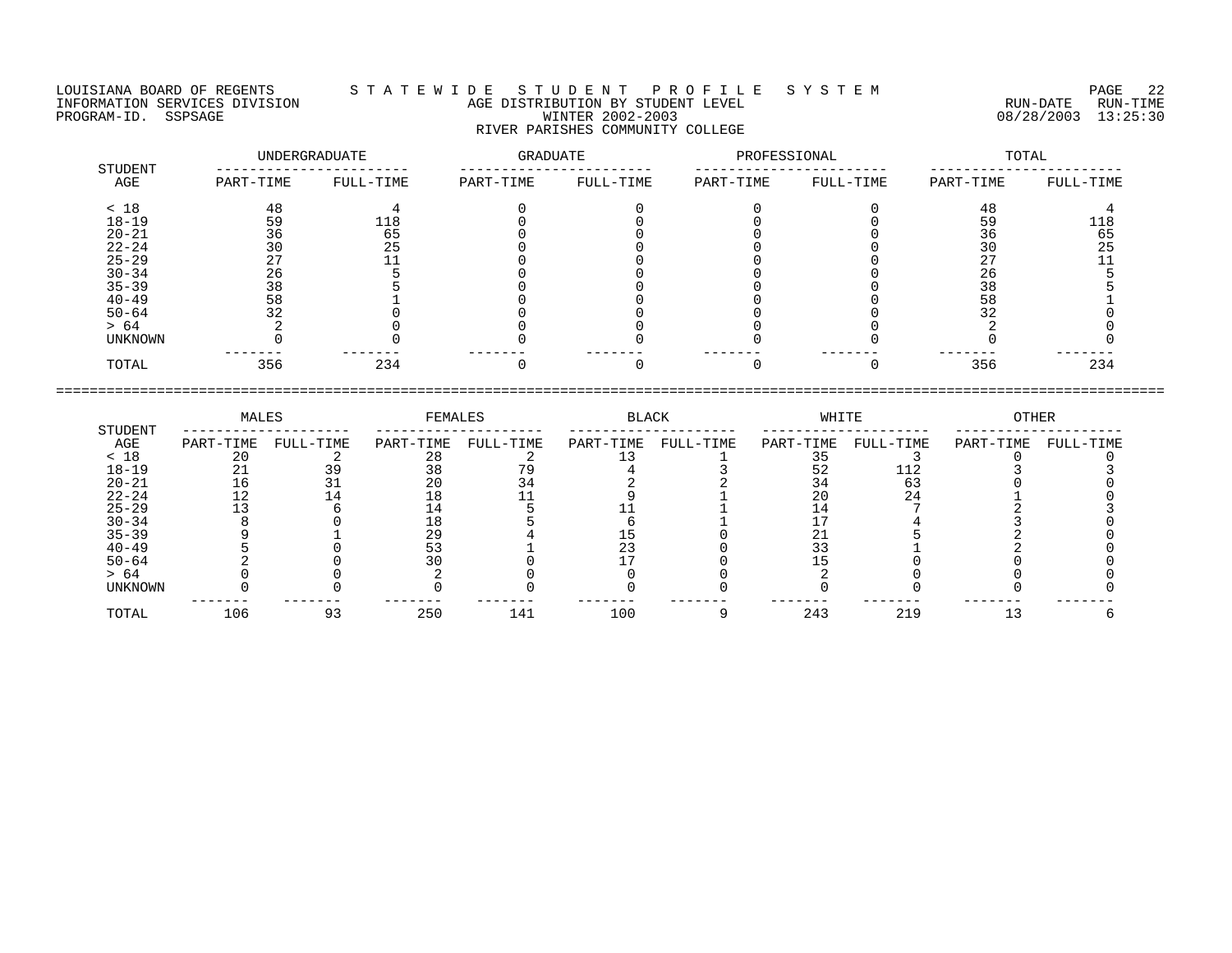LOUISIANA BOARD OF REGENTS — STATEWIDE STUDENT PROFILE SYSTEM
INFORMATION SERVICES DIVISION — AGE DISTRIBUTION BY STUDENT LEVEL — RUN-DATE 08/28/2003 RUN-TIME 13:25:30
PROGRAM-ID. SSPSAGE — WINTER 2002-2003

RIVER PARISHES COMMUNITY COLLEGE

| STUDENT AGE | UNDERGRADUATE | | GRADUATE | | PROFESSIONAL | | TOTAL | |
|---|---|---|---|---|---|---|---|---|
| | PART-TIME | FULL-TIME | PART-TIME | FULL-TIME | PART-TIME | FULL-TIME | PART-TIME | FULL-TIME |
| < 18 | 48 | 4 | 0 | 0 | 0 | 0 | 48 | 4 |
| 18-19 | 59 | 118 | 0 | 0 | 0 | 0 | 59 | 118 |
| 20-21 | 36 | 65 | 0 | 0 | 0 | 0 | 36 | 65 |
| 22-24 | 30 | 25 | 0 | 0 | 0 | 0 | 30 | 25 |
| 25-29 | 27 | 11 | 0 | 0 | 0 | 0 | 27 | 11 |
| 30-34 | 26 | 5 | 0 | 0 | 0 | 0 | 26 | 5 |
| 35-39 | 38 | 5 | 0 | 0 | 0 | 0 | 38 | 5 |
| 40-49 | 58 | 1 | 0 | 0 | 0 | 0 | 58 | 1 |
| 50-64 | 32 | 0 | 0 | 0 | 0 | 0 | 32 | 0 |
| > 64 | 2 | 0 | 0 | 0 | 0 | 0 | 2 | 0 |
| UNKNOWN | 0 | 0 | 0 | 0 | 0 | 0 | 0 | 0 |
| TOTAL | 356 | 234 | 0 | 0 | 0 | 0 | 356 | 234 |

| STUDENT AGE | MALES | | FEMALES | | BLACK | | WHITE | | OTHER | |
|---|---|---|---|---|---|---|---|---|---|---|
| | PART-TIME | FULL-TIME | PART-TIME | FULL-TIME | PART-TIME | FULL-TIME | PART-TIME | FULL-TIME | PART-TIME | FULL-TIME |
| < 18 | 20 | 2 | 28 | 2 | 13 | 1 | 35 | 3 | 0 | 0 |
| 18-19 | 21 | 39 | 38 | 79 | 4 | 3 | 52 | 112 | 3 | 3 |
| 20-21 | 16 | 31 | 20 | 34 | 2 | 2 | 34 | 63 | 0 | 0 |
| 22-24 | 12 | 14 | 18 | 11 | 9 | 1 | 20 | 24 | 1 | 0 |
| 25-29 | 13 | 6 | 14 | 5 | 11 | 1 | 14 | 7 | 2 | 3 |
| 30-34 | 8 | 0 | 18 | 5 | 6 | 1 | 17 | 4 | 3 | 0 |
| 35-39 | 9 | 1 | 29 | 4 | 15 | 0 | 21 | 5 | 2 | 0 |
| 40-49 | 5 | 0 | 53 | 1 | 23 | 0 | 33 | 1 | 2 | 0 |
| 50-64 | 2 | 0 | 30 | 0 | 17 | 0 | 15 | 0 | 0 | 0 |
| > 64 | 0 | 0 | 2 | 0 | 0 | 0 | 2 | 0 | 0 | 0 |
| UNKNOWN | 0 | 0 | 0 | 0 | 0 | 0 | 0 | 0 | 0 | 0 |
| TOTAL | 106 | 93 | 250 | 141 | 100 | 9 | 243 | 219 | 13 | 6 |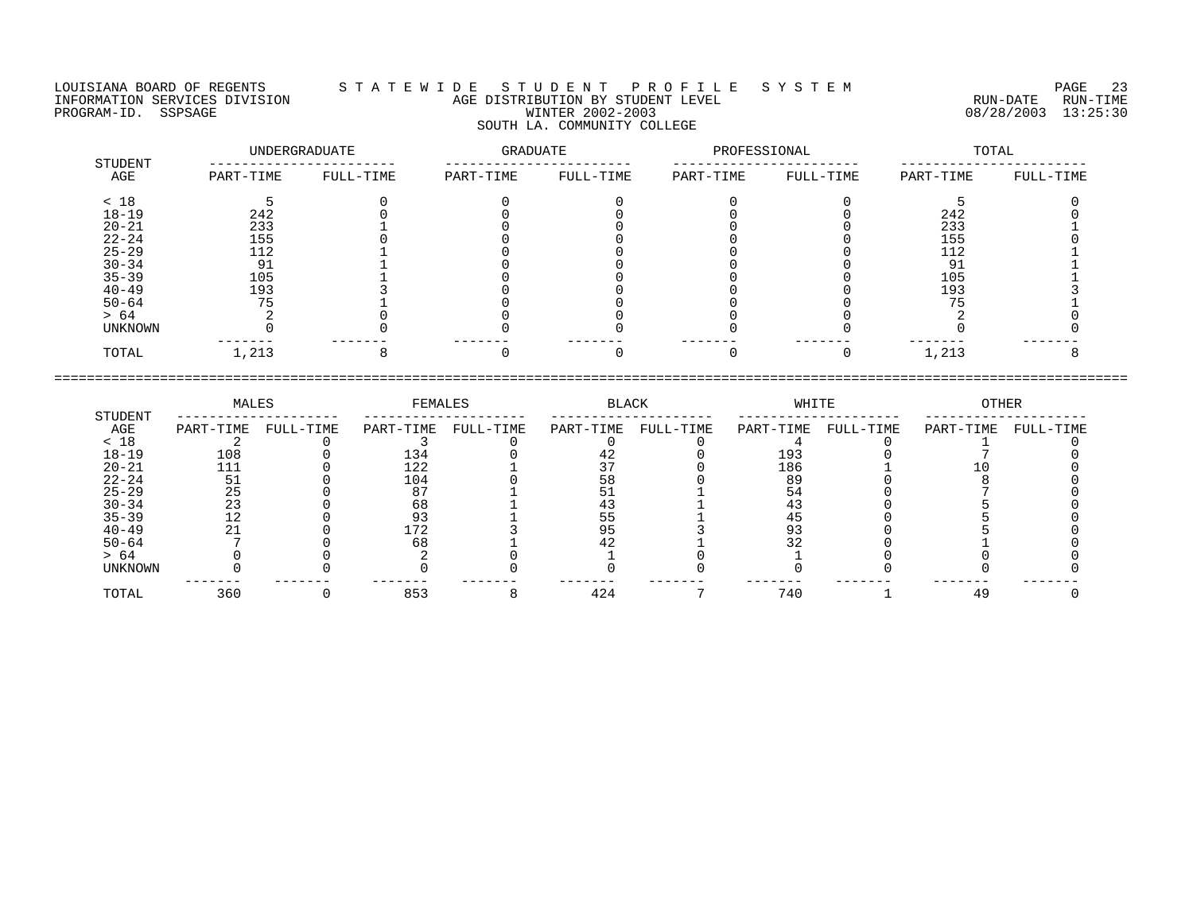LOUISIANA BOARD OF REGENTS — STATEWIDE STUDENT PROFILE SYSTEM
INFORMATION SERVICES DIVISION — AGE DISTRIBUTION BY STUDENT LEVEL
PROGRAM-ID. SSPSAGE — WINTER 2002-2003 — RUN-DATE 08/28/2003 RUN-TIME 13:25:30

SOUTH LA. COMMUNITY COLLEGE

| STUDENT AGE | UNDERGRADUATE PART-TIME | UNDERGRADUATE FULL-TIME | GRADUATE PART-TIME | GRADUATE FULL-TIME | PROFESSIONAL PART-TIME | PROFESSIONAL FULL-TIME | TOTAL PART-TIME | TOTAL FULL-TIME |
|---|---|---|---|---|---|---|---|---|
| < 18 | 5 | 0 | 0 | 0 | 0 | 0 | 5 | 0 |
| 18-19 | 242 | 0 | 0 | 0 | 0 | 0 | 242 | 0 |
| 20-21 | 233 | 1 | 0 | 0 | 0 | 0 | 233 | 1 |
| 22-24 | 155 | 0 | 0 | 0 | 0 | 0 | 155 | 0 |
| 25-29 | 112 | 1 | 0 | 0 | 0 | 0 | 112 | 1 |
| 30-34 | 91 | 1 | 0 | 0 | 0 | 0 | 91 | 1 |
| 35-39 | 105 | 1 | 0 | 0 | 0 | 0 | 105 | 1 |
| 40-49 | 193 | 3 | 0 | 0 | 0 | 0 | 193 | 3 |
| 50-64 | 75 | 1 | 0 | 0 | 0 | 0 | 75 | 1 |
| > 64 | 2 | 0 | 0 | 0 | 0 | 0 | 2 | 0 |
| UNKNOWN | 0 | 0 | 0 | 0 | 0 | 0 | 0 | 0 |
| TOTAL | 1,213 | 8 | 0 | 0 | 0 | 0 | 1,213 | 8 |

| STUDENT AGE | MALES PART-TIME | MALES FULL-TIME | FEMALES PART-TIME | FEMALES FULL-TIME | BLACK PART-TIME | BLACK FULL-TIME | WHITE PART-TIME | WHITE FULL-TIME | OTHER PART-TIME | OTHER FULL-TIME |
|---|---|---|---|---|---|---|---|---|---|---|
| < 18 | 2 | 0 | 3 | 0 | 0 | 0 | 4 | 0 | 1 | 0 |
| 18-19 | 108 | 0 | 134 | 0 | 42 | 0 | 193 | 0 | 7 | 0 |
| 20-21 | 111 | 0 | 122 | 1 | 37 | 0 | 186 | 1 | 10 | 0 |
| 22-24 | 51 | 0 | 104 | 0 | 58 | 0 | 89 | 0 | 8 | 0 |
| 25-29 | 25 | 0 | 87 | 1 | 51 | 1 | 54 | 0 | 7 | 0 |
| 30-34 | 23 | 0 | 68 | 1 | 43 | 1 | 43 | 0 | 5 | 0 |
| 35-39 | 12 | 0 | 93 | 1 | 55 | 1 | 45 | 0 | 5 | 0 |
| 40-49 | 21 | 0 | 172 | 3 | 95 | 3 | 93 | 0 | 5 | 0 |
| 50-64 | 7 | 0 | 68 | 1 | 42 | 1 | 32 | 0 | 1 | 0 |
| > 64 | 0 | 0 | 2 | 0 | 1 | 0 | 1 | 0 | 0 | 0 |
| UNKNOWN | 0 | 0 | 0 | 0 | 0 | 0 | 0 | 0 | 0 | 0 |
| TOTAL | 360 | 0 | 853 | 8 | 424 | 7 | 740 | 1 | 49 | 0 |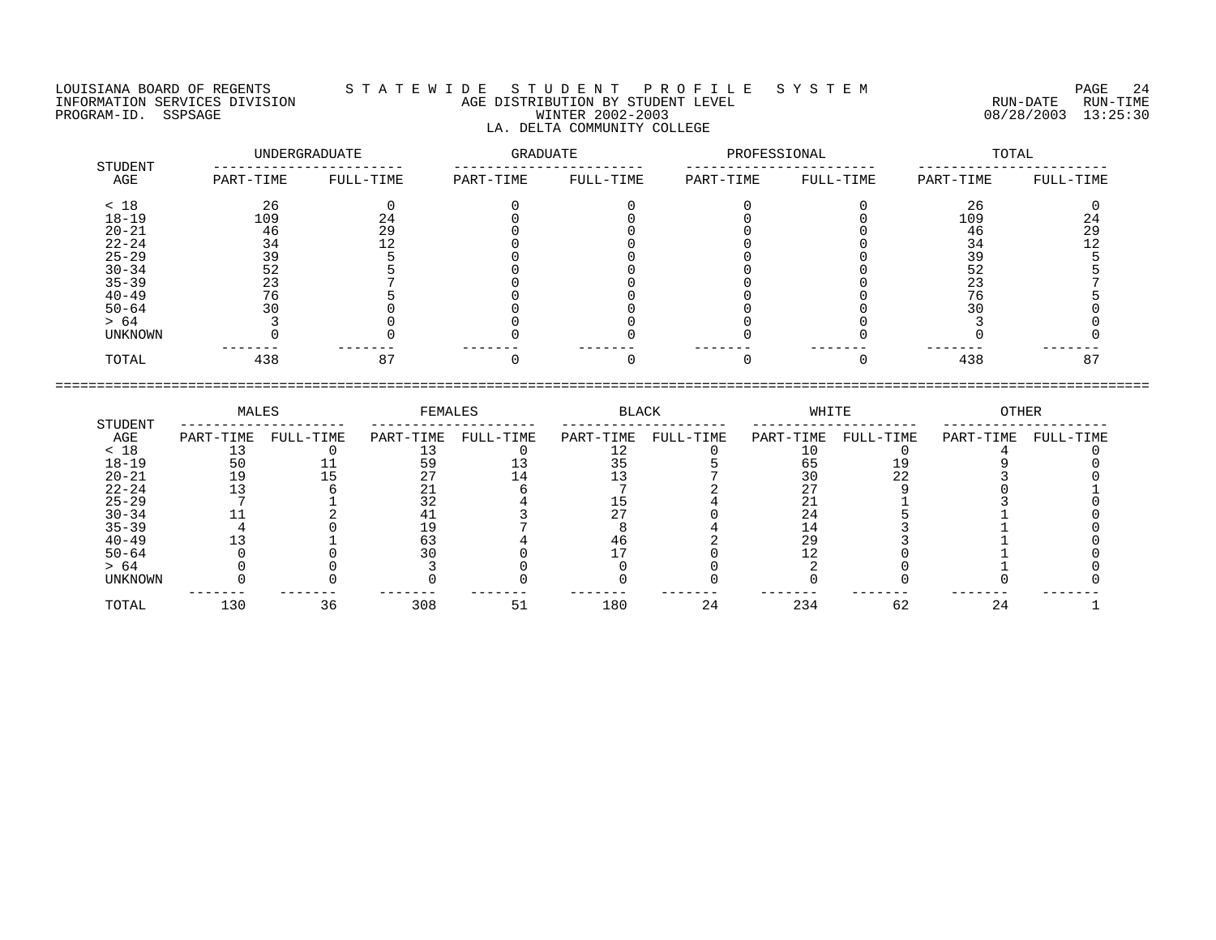LOUISIANA BOARD OF REGENTS — STATEWIDE STUDENT PROFILE SYSTEM

INFORMATION SERVICES DIVISION — AGE DISTRIBUTION BY STUDENT LEVEL — RUN-DATE 08/28/2003 RUN-TIME 13:25:30

PROGRAM-ID. SSPSAGE — WINTER 2002-2003

LA. DELTA COMMUNITY COLLEGE

| STUDENT AGE | UNDERGRADUATE | | GRADUATE | | PROFESSIONAL | | TOTAL | |
|---|---|---|---|---|---|---|---|---|
| | PART-TIME | FULL-TIME | PART-TIME | FULL-TIME | PART-TIME | FULL-TIME | PART-TIME | FULL-TIME |
| < 18 | 26 | 0 | 0 | 0 | 0 | 0 | 26 | 0 |
| 18-19 | 109 | 24 | 0 | 0 | 0 | 0 | 109 | 24 |
| 20-21 | 46 | 29 | 0 | 0 | 0 | 0 | 46 | 29 |
| 22-24 | 34 | 12 | 0 | 0 | 0 | 0 | 34 | 12 |
| 25-29 | 39 | 5 | 0 | 0 | 0 | 0 | 39 | 5 |
| 30-34 | 52 | 5 | 0 | 0 | 0 | 0 | 52 | 5 |
| 35-39 | 23 | 7 | 0 | 0 | 0 | 0 | 23 | 7 |
| 40-49 | 76 | 5 | 0 | 0 | 0 | 0 | 76 | 5 |
| 50-64 | 30 | 0 | 0 | 0 | 0 | 0 | 30 | 0 |
| > 64 | 3 | 0 | 0 | 0 | 0 | 0 | 3 | 0 |
| UNKNOWN | 0 | 0 | 0 | 0 | 0 | 0 | 0 | 0 |
| TOTAL | 438 | 87 | 0 | 0 | 0 | 0 | 438 | 87 |

| STUDENT AGE | MALES | | FEMALES | | BLACK | | WHITE | | OTHER | |
|---|---|---|---|---|---|---|---|---|---|---|
| | PART-TIME | FULL-TIME | PART-TIME | FULL-TIME | PART-TIME | FULL-TIME | PART-TIME | FULL-TIME | PART-TIME | FULL-TIME |
| < 18 | 13 | 0 | 13 | 0 | 12 | 0 | 10 | 0 | 4 | 0 |
| 18-19 | 50 | 11 | 59 | 13 | 35 | 5 | 65 | 19 | 9 | 0 |
| 20-21 | 19 | 15 | 27 | 14 | 13 | 7 | 30 | 22 | 3 | 0 |
| 22-24 | 13 | 6 | 21 | 6 | 7 | 2 | 27 | 9 | 0 | 1 |
| 25-29 | 7 | 1 | 32 | 4 | 15 | 4 | 21 | 1 | 3 | 0 |
| 30-34 | 11 | 2 | 41 | 3 | 27 | 0 | 24 | 5 | 1 | 0 |
| 35-39 | 4 | 0 | 19 | 7 | 8 | 4 | 14 | 3 | 1 | 0 |
| 40-49 | 13 | 1 | 63 | 4 | 46 | 2 | 29 | 3 | 1 | 0 |
| 50-64 | 0 | 0 | 30 | 0 | 17 | 0 | 12 | 0 | 1 | 0 |
| > 64 | 0 | 0 | 3 | 0 | 0 | 0 | 2 | 0 | 1 | 0 |
| UNKNOWN | 0 | 0 | 0 | 0 | 0 | 0 | 0 | 0 | 0 | 0 |
| TOTAL | 130 | 36 | 308 | 51 | 180 | 24 | 234 | 62 | 24 | 1 |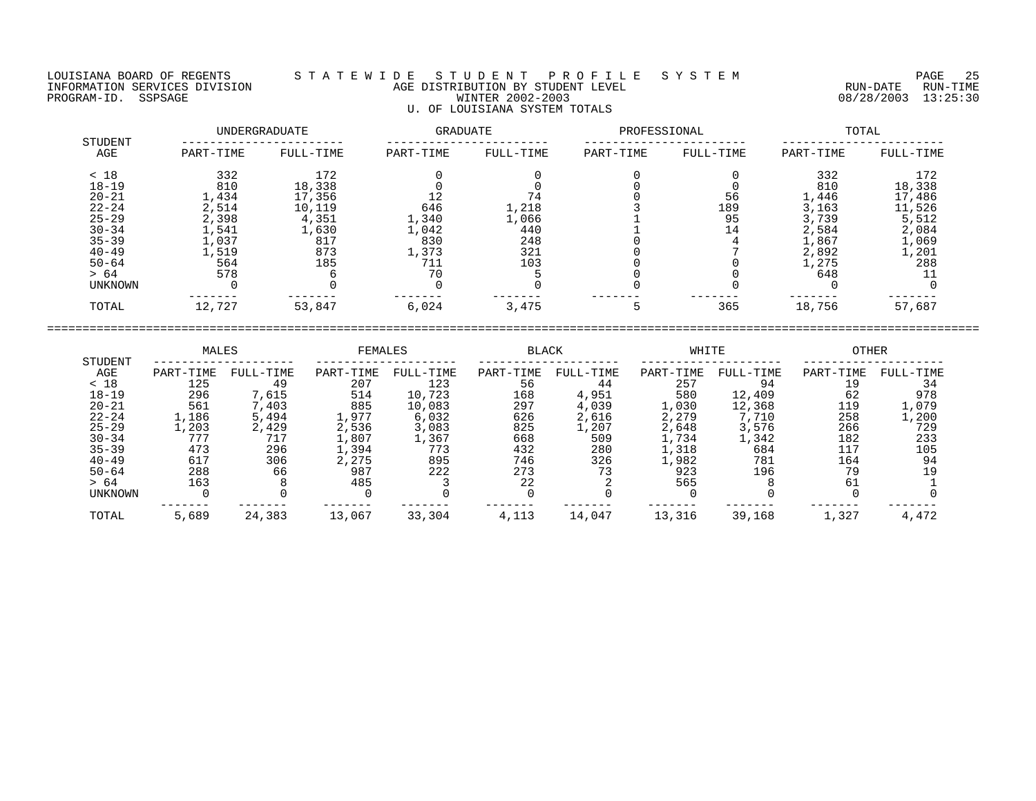LOUISIANA BOARD OF REGENTS — S T A T E W I D E   S T U D E N T   P R O F I L E   S Y S T E M

INFORMATION SERVICES DIVISION — AGE DISTRIBUTION BY STUDENT LEVEL — RUN-DATE 08/28/2003 RUN-TIME 13:25:30

PROGRAM-ID. SSPSAGE — WINTER 2002-2003

U. OF LOUISIANA SYSTEM TOTALS

| STUDENT AGE | UNDERGRADUATE PART-TIME | UNDERGRADUATE FULL-TIME | GRADUATE PART-TIME | GRADUATE FULL-TIME | PROFESSIONAL PART-TIME | PROFESSIONAL FULL-TIME | TOTAL PART-TIME | TOTAL FULL-TIME |
|---|---|---|---|---|---|---|---|---|
| < 18 | 332 | 172 | 0 | 0 | 0 | 0 | 332 | 172 |
| 18-19 | 810 | 18,338 | 0 | 0 | 0 | 0 | 810 | 18,338 |
| 20-21 | 1,434 | 17,356 | 12 | 74 | 0 | 56 | 1,446 | 17,486 |
| 22-24 | 2,514 | 10,119 | 646 | 1,218 | 3 | 189 | 3,163 | 11,526 |
| 25-29 | 2,398 | 4,351 | 1,340 | 1,066 | 1 | 95 | 3,739 | 5,512 |
| 30-34 | 1,541 | 1,630 | 1,042 | 440 | 1 | 14 | 2,584 | 2,084 |
| 35-39 | 1,037 | 817 | 830 | 248 | 0 | 4 | 1,867 | 1,069 |
| 40-49 | 1,519 | 873 | 1,373 | 321 | 0 | 7 | 2,892 | 1,201 |
| 50-64 | 564 | 185 | 711 | 103 | 0 | 0 | 1,275 | 288 |
| > 64 | 578 | 6 | 70 | 5 | 0 | 0 | 648 | 11 |
| UNKNOWN | 0 | 0 | 0 | 0 | 0 | 0 | 0 | 0 |
| TOTAL | 12,727 | 53,847 | 6,024 | 3,475 | 5 | 365 | 18,756 | 57,687 |

| STUDENT AGE | MALES PART-TIME | MALES FULL-TIME | FEMALES PART-TIME | FEMALES FULL-TIME | BLACK PART-TIME | BLACK FULL-TIME | WHITE PART-TIME | WHITE FULL-TIME | OTHER PART-TIME | OTHER FULL-TIME |
|---|---|---|---|---|---|---|---|---|---|---|
| < 18 | 125 | 49 | 207 | 123 | 56 | 44 | 257 | 94 | 19 | 34 |
| 18-19 | 296 | 7,615 | 514 | 10,723 | 168 | 4,951 | 580 | 12,409 | 62 | 978 |
| 20-21 | 561 | 7,403 | 885 | 10,083 | 297 | 4,039 | 1,030 | 12,368 | 119 | 1,079 |
| 22-24 | 1,186 | 5,494 | 1,977 | 6,032 | 626 | 2,616 | 2,279 | 7,710 | 258 | 1,200 |
| 25-29 | 1,203 | 2,429 | 2,536 | 3,083 | 825 | 1,207 | 2,648 | 3,576 | 266 | 729 |
| 30-34 | 777 | 717 | 1,807 | 1,367 | 668 | 509 | 1,734 | 1,342 | 182 | 233 |
| 35-39 | 473 | 296 | 1,394 | 773 | 432 | 280 | 1,318 | 684 | 117 | 105 |
| 40-49 | 617 | 306 | 2,275 | 895 | 746 | 326 | 1,982 | 781 | 164 | 94 |
| 50-64 | 288 | 66 | 987 | 222 | 273 | 73 | 923 | 196 | 79 | 19 |
| > 64 | 163 | 8 | 485 | 3 | 22 | 2 | 565 | 8 | 61 | 1 |
| UNKNOWN | 0 | 0 | 0 | 0 | 0 | 0 | 0 | 0 | 0 | 0 |
| TOTAL | 5,689 | 24,383 | 13,067 | 33,304 | 4,113 | 14,047 | 13,316 | 39,168 | 1,327 | 4,472 |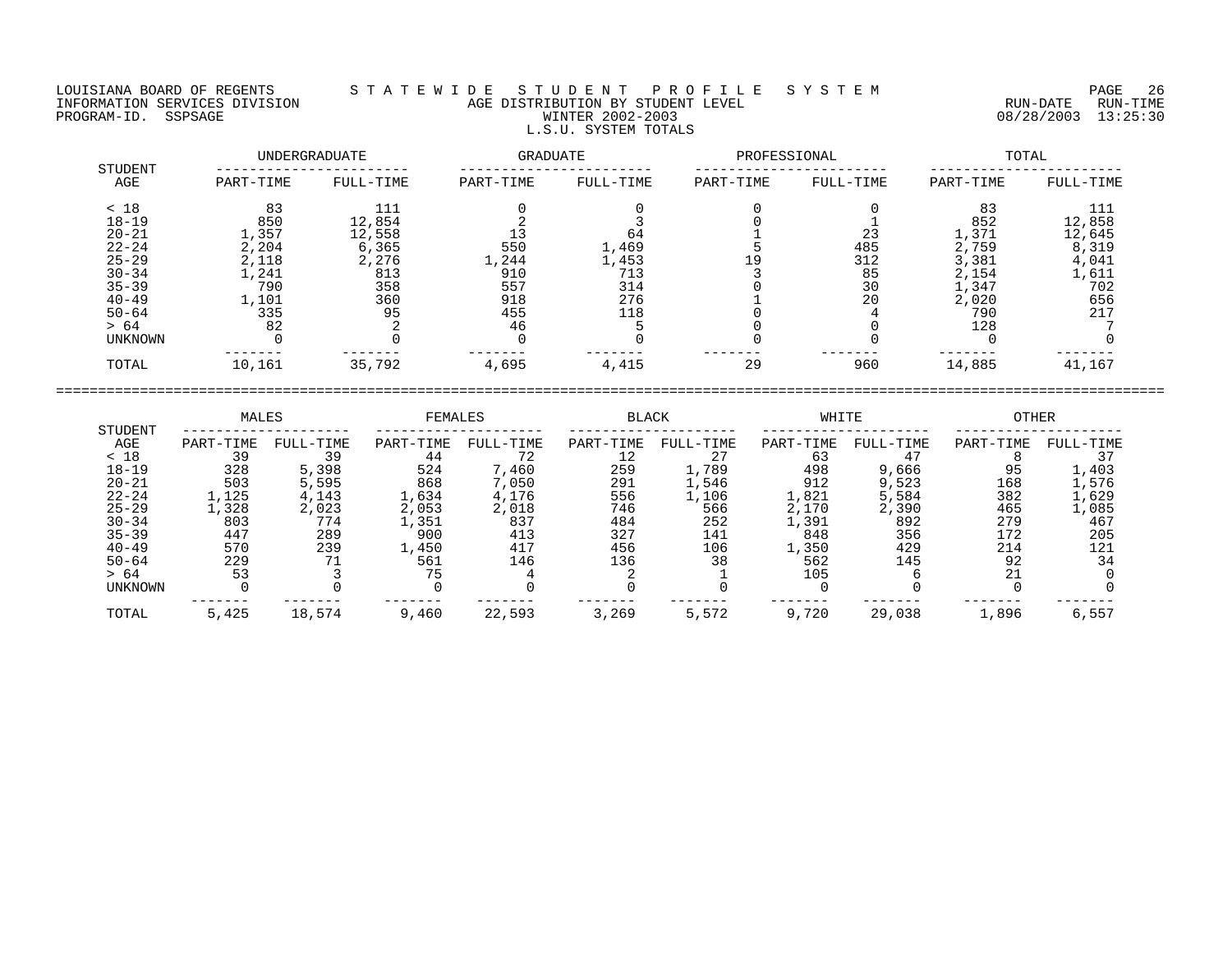LOUISIANA BOARD OF REGENTS
INFORMATION SERVICES DIVISION
PROGRAM-ID. SSPSAGE

# S T A T E W I D E   S T U D E N T   P R O F I L E   S Y S T E M

## AGE DISTRIBUTION BY STUDENT LEVEL

WINTER 2002-2003

L.S.U. SYSTEM TOTALS

RUN-DATE 08/28/2003 RUN-TIME 13:25:30

| STUDENT AGE | UNDERGRADUATE PART-TIME | UNDERGRADUATE FULL-TIME | GRADUATE PART-TIME | GRADUATE FULL-TIME | PROFESSIONAL PART-TIME | PROFESSIONAL FULL-TIME | TOTAL PART-TIME | TOTAL FULL-TIME |
|---|---|---|---|---|---|---|---|---|
| < 18 | 83 | 111 | 0 | 0 | 0 | 0 | 83 | 111 |
| 18-19 | 850 | 12,854 | 2 | 3 | 0 | 1 | 852 | 12,858 |
| 20-21 | 1,357 | 12,558 | 13 | 64 | 1 | 23 | 1,371 | 12,645 |
| 22-24 | 2,204 | 6,365 | 550 | 1,469 | 5 | 485 | 2,759 | 8,319 |
| 25-29 | 2,118 | 2,276 | 1,244 | 1,453 | 19 | 312 | 3,381 | 4,041 |
| 30-34 | 1,241 | 813 | 910 | 713 | 3 | 85 | 2,154 | 1,611 |
| 35-39 | 790 | 358 | 557 | 314 | 0 | 30 | 1,347 | 702 |
| 40-49 | 1,101 | 360 | 918 | 276 | 1 | 20 | 2,020 | 656 |
| 50-64 | 335 | 95 | 455 | 118 | 0 | 4 | 790 | 217 |
| > 64 | 82 | 2 | 46 | 5 | 0 | 0 | 128 | 7 |
| UNKNOWN | 0 | 0 | 0 | 0 | 0 | 0 | 0 | 0 |
| TOTAL | 10,161 | 35,792 | 4,695 | 4,415 | 29 | 960 | 14,885 | 41,167 |

| STUDENT AGE | MALES PART-TIME | MALES FULL-TIME | FEMALES PART-TIME | FEMALES FULL-TIME | BLACK PART-TIME | BLACK FULL-TIME | WHITE PART-TIME | WHITE FULL-TIME | OTHER PART-TIME | OTHER FULL-TIME |
|---|---|---|---|---|---|---|---|---|---|---|
| < 18 | 39 | 39 | 44 | 72 | 12 | 27 | 63 | 47 | 8 | 37 |
| 18-19 | 328 | 5,398 | 524 | 7,460 | 259 | 1,789 | 498 | 9,666 | 95 | 1,403 |
| 20-21 | 503 | 5,595 | 868 | 7,050 | 291 | 1,546 | 912 | 9,523 | 168 | 1,576 |
| 22-24 | 1,125 | 4,143 | 1,634 | 4,176 | 556 | 1,106 | 1,821 | 5,584 | 382 | 1,629 |
| 25-29 | 1,328 | 2,023 | 2,053 | 2,018 | 746 | 566 | 2,170 | 2,390 | 465 | 1,085 |
| 30-34 | 803 | 774 | 1,351 | 837 | 484 | 252 | 1,391 | 892 | 279 | 467 |
| 35-39 | 447 | 289 | 900 | 413 | 327 | 141 | 848 | 356 | 172 | 205 |
| 40-49 | 570 | 239 | 1,450 | 417 | 456 | 106 | 1,350 | 429 | 214 | 121 |
| 50-64 | 229 | 71 | 561 | 146 | 136 | 38 | 562 | 145 | 92 | 34 |
| > 64 | 53 | 3 | 75 | 4 | 2 | 1 | 105 | 6 | 21 | 0 |
| UNKNOWN | 0 | 0 | 0 | 0 | 0 | 0 | 0 | 0 | 0 | 0 |
| TOTAL | 5,425 | 18,574 | 9,460 | 22,593 | 3,269 | 5,572 | 9,720 | 29,038 | 1,896 | 6,557 |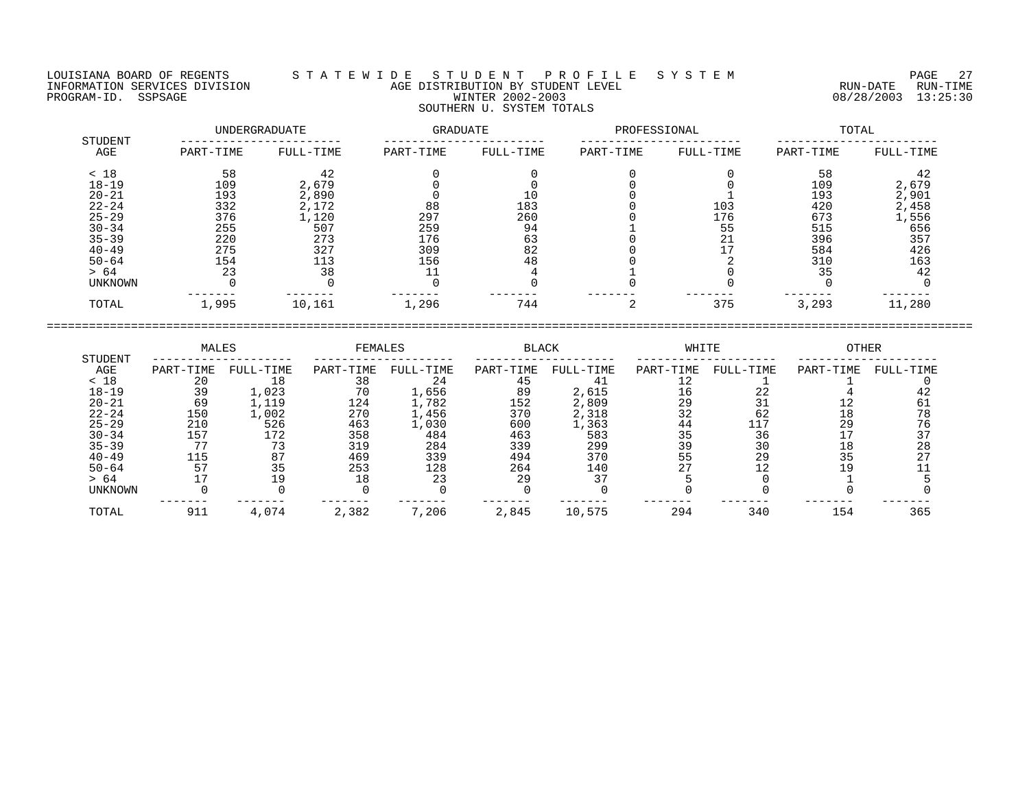LOUISIANA BOARD OF REGENTS — STATEWIDE STUDENT PROFILE SYSTEM
INFORMATION SERVICES DIVISION — AGE DISTRIBUTION BY STUDENT LEVEL — RUN-DATE 08/28/2003 RUN-TIME 13:25:30
PROGRAM-ID. SSPSAGE — WINTER 2002-2003

## SOUTHERN U. SYSTEM TOTALS

| STUDENT AGE | UNDERGRADUATE PART-TIME | UNDERGRADUATE FULL-TIME | GRADUATE PART-TIME | GRADUATE FULL-TIME | PROFESSIONAL PART-TIME | PROFESSIONAL FULL-TIME | TOTAL PART-TIME | TOTAL FULL-TIME |
|---|---|---|---|---|---|---|---|---|
| < 18 | 58 | 42 | 0 | 0 | 0 | 0 | 58 | 42 |
| 18-19 | 109 | 2,679 | 0 | 0 | 0 | 0 | 109 | 2,679 |
| 20-21 | 193 | 2,890 | 0 | 10 | 0 | 1 | 193 | 2,901 |
| 22-24 | 332 | 2,172 | 88 | 183 | 0 | 103 | 420 | 2,458 |
| 25-29 | 376 | 1,120 | 297 | 260 | 0 | 176 | 673 | 1,556 |
| 30-34 | 255 | 507 | 259 | 94 | 1 | 55 | 515 | 656 |
| 35-39 | 220 | 273 | 176 | 63 | 0 | 21 | 396 | 357 |
| 40-49 | 275 | 327 | 309 | 82 | 0 | 17 | 584 | 426 |
| 50-64 | 154 | 113 | 156 | 48 | 0 | 2 | 310 | 163 |
| > 64 | 23 | 38 | 11 | 4 | 1 | 0 | 35 | 42 |
| UNKNOWN | 0 | 0 | 0 | 0 | 0 | 0 | 0 | 0 |
| TOTAL | 1,995 | 10,161 | 1,296 | 744 | 2 | 375 | 3,293 | 11,280 |

| STUDENT AGE | MALES PART-TIME | MALES FULL-TIME | FEMALES PART-TIME | FEMALES FULL-TIME | BLACK PART-TIME | BLACK FULL-TIME | WHITE PART-TIME | WHITE FULL-TIME | OTHER PART-TIME | OTHER FULL-TIME |
|---|---|---|---|---|---|---|---|---|---|---|
| < 18 | 20 | 18 | 38 | 24 | 45 | 41 | 12 | 1 | 1 | 0 |
| 18-19 | 39 | 1,023 | 70 | 1,656 | 89 | 2,615 | 16 | 22 | 4 | 42 |
| 20-21 | 69 | 1,119 | 124 | 1,782 | 152 | 2,809 | 29 | 31 | 12 | 61 |
| 22-24 | 150 | 1,002 | 270 | 1,456 | 370 | 2,318 | 32 | 62 | 18 | 78 |
| 25-29 | 210 | 526 | 463 | 1,030 | 600 | 1,363 | 44 | 117 | 29 | 76 |
| 30-34 | 157 | 172 | 358 | 484 | 463 | 583 | 35 | 36 | 17 | 37 |
| 35-39 | 77 | 73 | 319 | 284 | 339 | 299 | 39 | 30 | 18 | 28 |
| 40-49 | 115 | 87 | 469 | 339 | 494 | 370 | 55 | 29 | 35 | 27 |
| 50-64 | 57 | 35 | 253 | 128 | 264 | 140 | 27 | 12 | 19 | 11 |
| > 64 | 17 | 19 | 18 | 23 | 29 | 37 | 5 | 0 | 1 | 5 |
| UNKNOWN | 0 | 0 | 0 | 0 | 0 | 0 | 0 | 0 | 0 | 0 |
| TOTAL | 911 | 4,074 | 2,382 | 7,206 | 2,845 | 10,575 | 294 | 340 | 154 | 365 |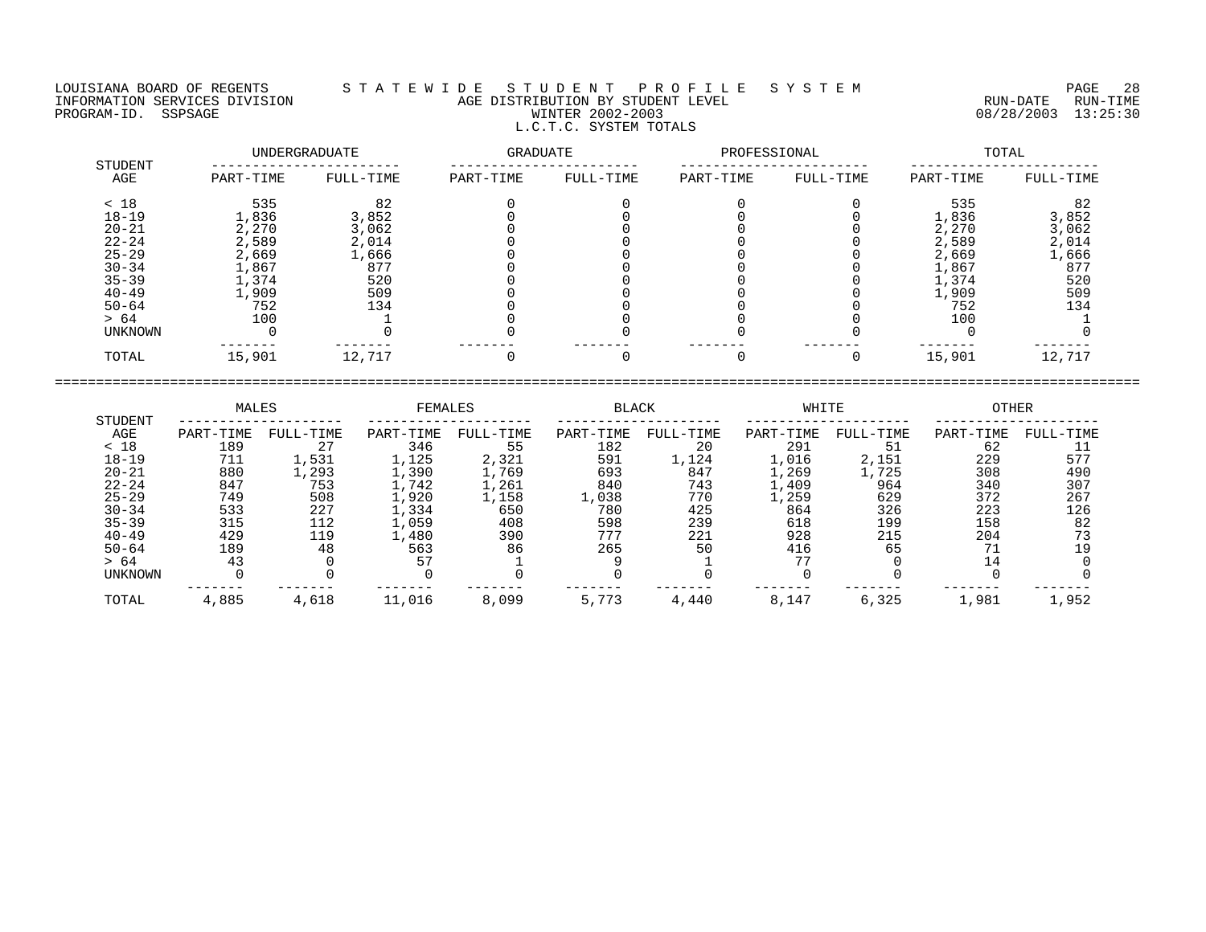LOUISIANA BOARD OF REGENTS — S T A T E W I D E   S T U D E N T   P R O F I L E   S Y S T E M

INFORMATION SERVICES DIVISION — AGE DISTRIBUTION BY STUDENT LEVEL — RUN-DATE 08/28/2003 RUN-TIME 13:25:30

PROGRAM-ID. SSPSAGE — WINTER 2002-2003

L.C.T.C. SYSTEM TOTALS

| STUDENT AGE | UNDERGRADUATE | | GRADUATE | | PROFESSIONAL | | TOTAL | |
|---|---|---|---|---|---|---|---|---|
| | PART-TIME | FULL-TIME | PART-TIME | FULL-TIME | PART-TIME | FULL-TIME | PART-TIME | FULL-TIME |
| < 18 | 535 | 82 | 0 | 0 | 0 | 0 | 535 | 82 |
| 18-19 | 1,836 | 3,852 | 0 | 0 | 0 | 0 | 1,836 | 3,852 |
| 20-21 | 2,270 | 3,062 | 0 | 0 | 0 | 0 | 2,270 | 3,062 |
| 22-24 | 2,589 | 2,014 | 0 | 0 | 0 | 0 | 2,589 | 2,014 |
| 25-29 | 2,669 | 1,666 | 0 | 0 | 0 | 0 | 2,669 | 1,666 |
| 30-34 | 1,867 | 877 | 0 | 0 | 0 | 0 | 1,867 | 877 |
| 35-39 | 1,374 | 520 | 0 | 0 | 0 | 0 | 1,374 | 520 |
| 40-49 | 1,909 | 509 | 0 | 0 | 0 | 0 | 1,909 | 509 |
| 50-64 | 752 | 134 | 0 | 0 | 0 | 0 | 752 | 134 |
| > 64 | 100 | 1 | 0 | 0 | 0 | 0 | 100 | 1 |
| UNKNOWN | 0 | 0 | 0 | 0 | 0 | 0 | 0 | 0 |
| TOTAL | 15,901 | 12,717 | 0 | 0 | 0 | 0 | 15,901 | 12,717 |

| STUDENT AGE | MALES | | FEMALES | | BLACK | | WHITE | | OTHER | |
|---|---|---|---|---|---|---|---|---|---|---|
| | PART-TIME | FULL-TIME | PART-TIME | FULL-TIME | PART-TIME | FULL-TIME | PART-TIME | FULL-TIME | PART-TIME | FULL-TIME |
| < 18 | 189 | 27 | 346 | 55 | 182 | 20 | 291 | 51 | 62 | 11 |
| 18-19 | 711 | 1,531 | 1,125 | 2,321 | 591 | 1,124 | 1,016 | 2,151 | 229 | 577 |
| 20-21 | 880 | 1,293 | 1,390 | 1,769 | 693 | 847 | 1,269 | 1,725 | 308 | 490 |
| 22-24 | 847 | 753 | 1,742 | 1,261 | 840 | 743 | 1,409 | 964 | 340 | 307 |
| 25-29 | 749 | 508 | 1,920 | 1,158 | 1,038 | 770 | 1,259 | 629 | 372 | 267 |
| 30-34 | 533 | 227 | 1,334 | 650 | 780 | 425 | 864 | 326 | 223 | 126 |
| 35-39 | 315 | 112 | 1,059 | 408 | 598 | 239 | 618 | 199 | 158 | 82 |
| 40-49 | 429 | 119 | 1,480 | 390 | 777 | 221 | 928 | 215 | 204 | 73 |
| 50-64 | 189 | 48 | 563 | 86 | 265 | 50 | 416 | 65 | 71 | 19 |
| > 64 | 43 | 0 | 57 | 1 | 9 | 1 | 77 | 0 | 14 | 0 |
| UNKNOWN | 0 | 0 | 0 | 0 | 0 | 0 | 0 | 0 | 0 | 0 |
| TOTAL | 4,885 | 4,618 | 11,016 | 8,099 | 5,773 | 4,440 | 8,147 | 6,325 | 1,981 | 1,952 |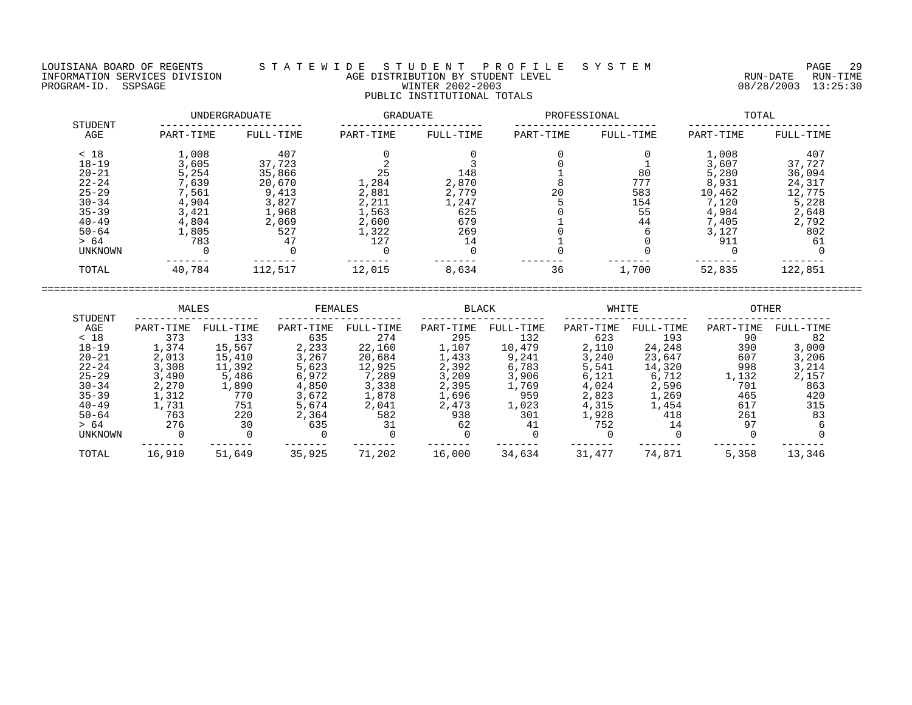LOUISIANA BOARD OF REGENTS — STATEWIDE STUDENT PROFILE SYSTEM

INFORMATION SERVICES DIVISION — AGE DISTRIBUTION BY STUDENT LEVEL — RUN-DATE 08/28/2003 RUN-TIME 13:25:30

PROGRAM-ID. SSPSAGE — WINTER 2002-2003

PUBLIC INSTITUTIONAL TOTALS

| STUDENT | UNDERGRADUATE | | GRADUATE | | PROFESSIONAL | | TOTAL | |
|---|---|---|---|---|---|---|---|---|
| AGE | PART-TIME | FULL-TIME | PART-TIME | FULL-TIME | PART-TIME | FULL-TIME | PART-TIME | FULL-TIME |
| < 18 | 1,008 | 407 | 0 | 0 | 0 | 0 | 1,008 | 407 |
| 18-19 | 3,605 | 37,723 | 2 | 3 | 0 | 1 | 3,607 | 37,727 |
| 20-21 | 5,254 | 35,866 | 25 | 148 | 1 | 80 | 5,280 | 36,094 |
| 22-24 | 7,639 | 20,670 | 1,284 | 2,870 | 8 | 777 | 8,931 | 24,317 |
| 25-29 | 7,561 | 9,413 | 2,881 | 2,779 | 20 | 583 | 10,462 | 12,775 |
| 30-34 | 4,904 | 3,827 | 2,211 | 1,247 | 5 | 154 | 7,120 | 5,228 |
| 35-39 | 3,421 | 1,968 | 1,563 | 625 | 0 | 55 | 4,984 | 2,648 |
| 40-49 | 4,804 | 2,069 | 2,600 | 679 | 1 | 44 | 7,405 | 2,792 |
| 50-64 | 1,805 | 527 | 1,322 | 269 | 0 | 6 | 3,127 | 802 |
| > 64 | 783 | 47 | 127 | 14 | 1 | 0 | 911 | 61 |
| UNKNOWN | 0 | 0 | 0 | 0 | 0 | 0 | 0 | 0 |
| TOTAL | 40,784 | 112,517 | 12,015 | 8,634 | 36 | 1,700 | 52,835 | 122,851 |

| STUDENT | MALES | | FEMALES | | BLACK | | WHITE | | OTHER | |
|---|---|---|---|---|---|---|---|---|---|---|
| AGE | PART-TIME | FULL-TIME | PART-TIME | FULL-TIME | PART-TIME | FULL-TIME | PART-TIME | FULL-TIME | PART-TIME | FULL-TIME |
| < 18 | 373 | 133 | 635 | 274 | 295 | 132 | 623 | 193 | 90 | 82 |
| 18-19 | 1,374 | 15,567 | 2,233 | 22,160 | 1,107 | 10,479 | 2,110 | 24,248 | 390 | 3,000 |
| 20-21 | 2,013 | 15,410 | 3,267 | 20,684 | 1,433 | 9,241 | 3,240 | 23,647 | 607 | 3,206 |
| 22-24 | 3,308 | 11,392 | 5,623 | 12,925 | 2,392 | 6,783 | 5,541 | 14,320 | 998 | 3,214 |
| 25-29 | 3,490 | 5,486 | 6,972 | 7,289 | 3,209 | 3,906 | 6,121 | 6,712 | 1,132 | 2,157 |
| 30-34 | 2,270 | 1,890 | 4,850 | 3,338 | 2,395 | 1,769 | 4,024 | 2,596 | 701 | 863 |
| 35-39 | 1,312 | 770 | 3,672 | 1,878 | 1,696 | 959 | 2,823 | 1,269 | 465 | 420 |
| 40-49 | 1,731 | 751 | 5,674 | 2,041 | 2,473 | 1,023 | 4,315 | 1,454 | 617 | 315 |
| 50-64 | 763 | 220 | 2,364 | 582 | 938 | 301 | 1,928 | 418 | 261 | 83 |
| > 64 | 276 | 30 | 635 | 31 | 62 | 41 | 752 | 14 | 97 | 6 |
| UNKNOWN | 0 | 0 | 0 | 0 | 0 | 0 | 0 | 0 | 0 | 0 |
| TOTAL | 16,910 | 51,649 | 35,925 | 71,202 | 16,000 | 34,634 | 31,477 | 74,871 | 5,358 | 13,346 |